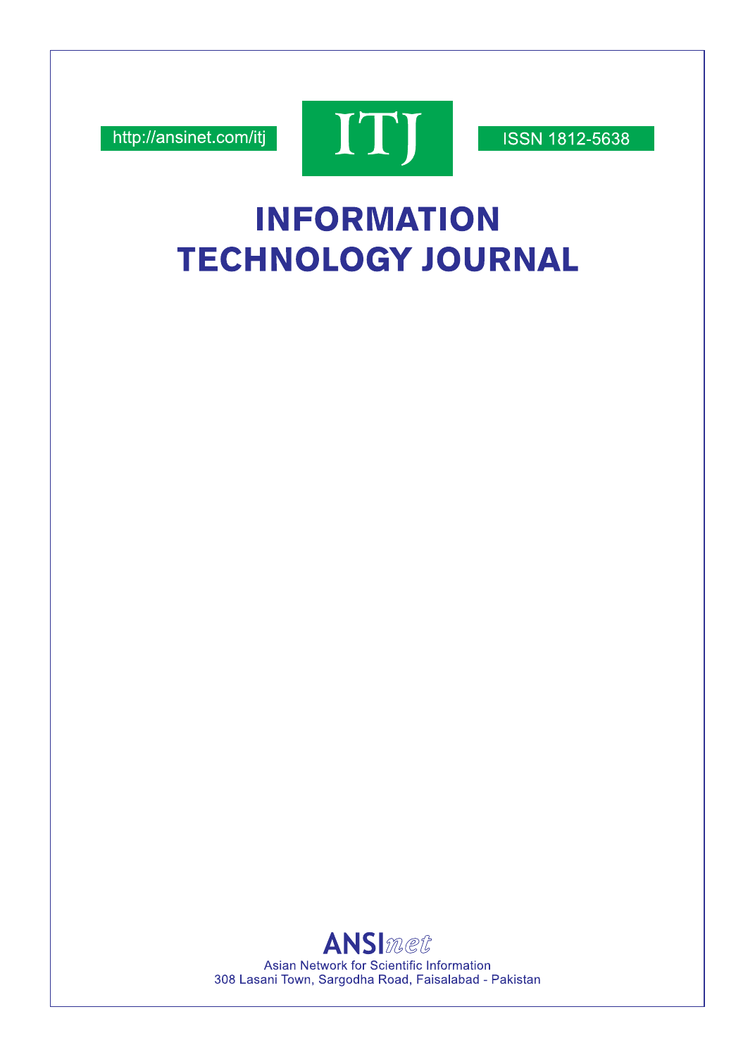http://ansinet.com/itj

ITJ

ISSN 1812-5638

# INFORMATION TECHNOLOGY JOURNAL

ANSInet

Asian Network for Scientific Information

308 Lasani Town, Sargodha Road, Faisalabad - Pakistan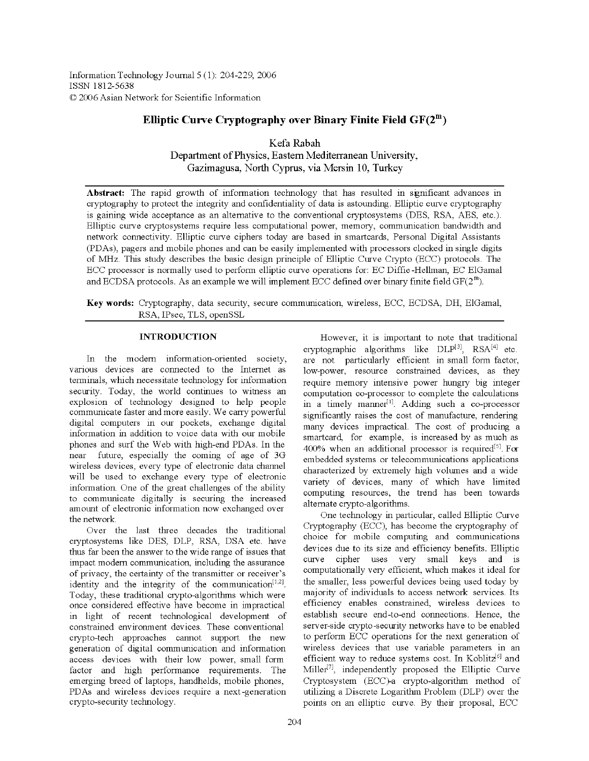Information Technology Journal 5 (1): 204-229, 2006
ISSN 1812-5638
© 2006 Asian Network for Scientific Information

# Elliptic Curve Cryptography over Binary Finite Field GF($2^m$)

Kefa Rabah
Department of Physics, Eastern Mediterranean University,
Gazimagusa, North Cyprus, via Mersin 10, Turkey

**Abstract:** The rapid growth of information technology that has resulted in significant advances in cryptography to protect the integrity and confidentiality of data is astounding. Elliptic curve cryptography is gaining wide acceptance as an alternative to the conventional cryptosystems (DES, RSA, AES, etc.). Elliptic curve cryptosystems require less computational power, memory, communication bandwidth and network connectivity. Elliptic curve ciphers today are based in smartcards, Personal Digital Assistants (PDAs), pagers and mobile phones and can be easily implemented with processors clocked in single digits of MHz. This study describes the basic design principle of Elliptic Curve Crypto (ECC) protocols. The ECC processor is normally used to perform elliptic curve operations for: EC Diffie-Hellman, EC ElGamal and ECDSA protocols. As an example we will implement ECC defined over binary finite field GF($2^m$).

**Key words:** Cryptography, data security, secure communication, wireless, ECC, ECDSA, DH, ElGamal, RSA, IPsec, TLS, openSSL

## INTRODUCTION

In the modern information-oriented society, various devices are connected to the Internet as terminals, which necessitate technology for information security. Today, the world continues to witness an explosion of technology designed to help people communicate faster and more easily. We carry powerful digital computers in our pockets, exchange digital information in addition to voice data with our mobile phones and surf the Web with high-end PDAs. In the near future, especially the coming of age of 3G wireless devices, every type of electronic data channel will be used to exchange every type of electronic information. One of the great challenges of the ability to communicate digitally is securing the increased amount of electronic information now exchanged over the network.

Over the last three decades the traditional cryptosystems like DES, DLP, RSA, DSA etc. have thus far been the answer to the wide range of issues that impact modern communication, including the assurance of privacy, the certainty of the transmitter or receiver's identity and the integrity of the communication[1,2]. Today, these traditional crypto-algorithms which were once considered effective have become in impractical in light of recent technological development of constrained environment devices. These conventional crypto-tech approaches cannot support the new generation of digital communication and information access devices with their low power, small form factor and high performance requirements. The emerging breed of laptops, handhelds, mobile phones, PDAs and wireless devices require a next-generation crypto-security technology.

However, it is important to note that traditional cryptographic algorithms like DLP[3], RSA[4] etc. are not particularly efficient in small form factor, low-power, resource constrained devices, as they require memory intensive power hungry big integer computation co-processor to complete the calculations in a timely manner[1]. Adding such a co-processor significantly raises the cost of manufacture, rendering many devices impractical. The cost of producing a smartcard, for example, is increased by as much as 400% when an additional processor is required[5]. For embedded systems or telecommunications applications characterized by extremely high volumes and a wide variety of devices, many of which have limited computing resources, the trend has been towards alternate crypto-algorithms.

One technology in particular, called Elliptic Curve Cryptography (ECC), has become the cryptography of choice for mobile computing and communications devices due to its size and efficiency benefits. Elliptic curve cipher uses very small keys and is computationally very efficient, which makes it ideal for the smaller, less powerful devices being used today by majority of individuals to access network services. Its efficiency enables constrained, wireless devices to establish secure end-to-end connections. Hence, the server-side crypto-security networks have to be enabled to perform ECC operations for the next generation of wireless devices that use variable parameters in an efficient way to reduce systems cost. In Koblitz[6] and Miller[7], independently proposed the Elliptic Curve Cryptosystem (ECC)-a crypto-algorithm method of utilizing a Discrete Logarithm Problem (DLP) over the points on an elliptic curve. By their proposal, ECC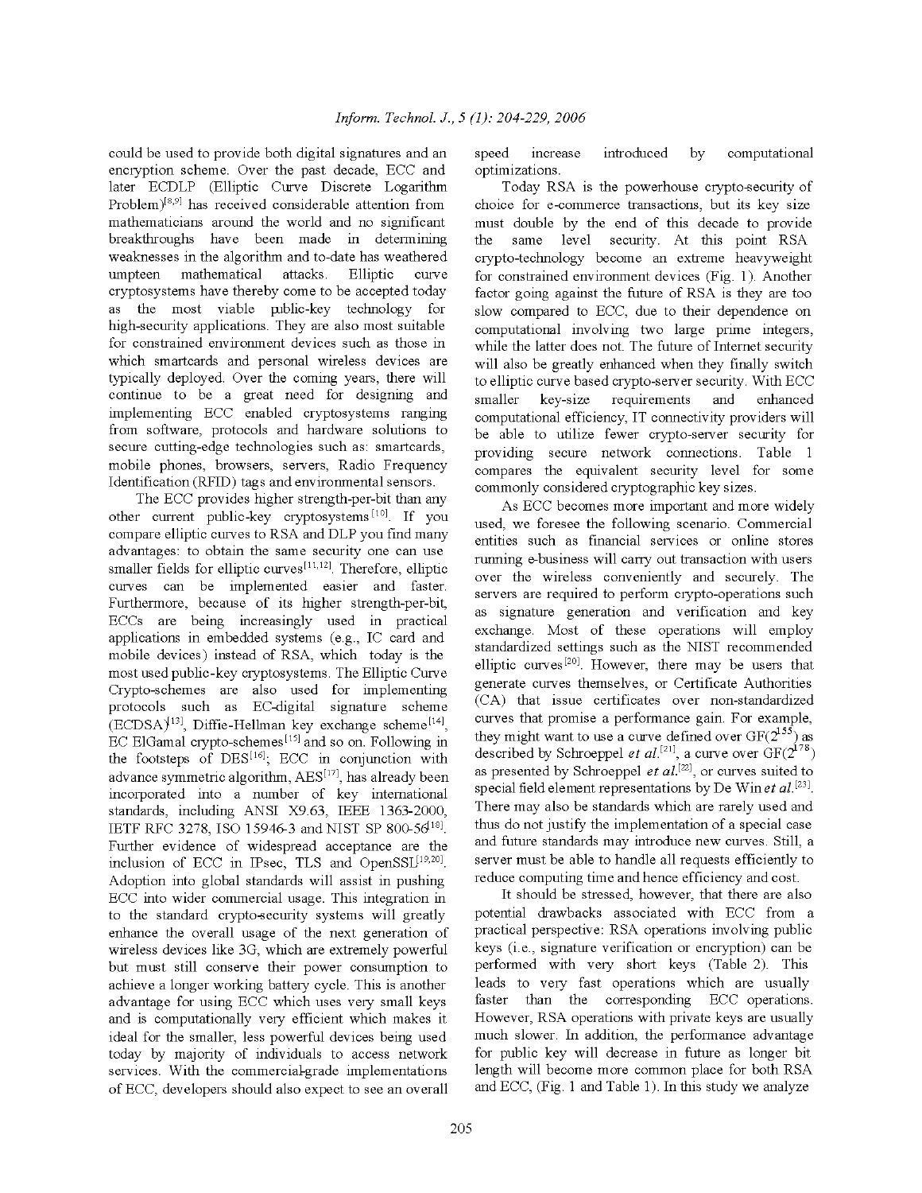could be used to provide both digital signatures and an encryption scheme. Over the past decade, ECC and later ECDLP (Elliptic Curve Discrete Logarithm Problem)[8,9] has received considerable attention from mathematicians around the world and no significant breakthroughs have been made in determining weaknesses in the algorithm and to-date has weathered umpteen mathematical attacks. Elliptic curve cryptosystems have thereby come to be accepted today as the most viable public-key technology for high-security applications. They are also most suitable for constrained environment devices such as those in which smartcards and personal wireless devices are typically deployed. Over the coming years, there will continue to be a great need for designing and implementing ECC enabled cryptosystems ranging from software, protocols and hardware solutions to secure cutting-edge technologies such as: smartcards, mobile phones, browsers, servers, Radio Frequency Identification (RFID) tags and environmental sensors.

The ECC provides higher strength-per-bit than any other current public-key cryptosystems[10]. If you compare elliptic curves to RSA and DLP you find many advantages: to obtain the same security one can use smaller fields for elliptic curves[11,12]. Therefore, elliptic curves can be implemented easier and faster. Furthermore, because of its higher strength-per-bit, ECCs are being increasingly used in practical applications in embedded systems (e.g., IC card and mobile devices) instead of RSA, which today is the most used public-key cryptosystems. The Elliptic Curve Crypto-schemes are also used for implementing protocols such as EC-digital signature scheme (ECDSA)[13], Diffie-Hellman key exchange scheme[14], EC ElGamal crypto-schemes[15] and so on. Following in the footsteps of DES[16]; ECC in conjunction with advance symmetric algorithm, AES[17], has already been incorporated into a number of key international standards, including ANSI X9.63, IEEE 1363-2000, IETF RFC 3278, ISO 15946-3 and NIST SP 800-56[18]. Further evidence of widespread acceptance are the inclusion of ECC in IPsec, TLS and OpenSSL[19,20]. Adoption into global standards will assist in pushing ECC into wider commercial usage. This integration in to the standard crypto-security systems will greatly enhance the overall usage of the next generation of wireless devices like 3G, which are extremely powerful but must still conserve their power consumption to achieve a longer working battery cycle. This is another advantage for using ECC which uses very small keys and is computationally very efficient which makes it ideal for the smaller, less powerful devices being used today by majority of individuals to access network services. With the commercial-grade implementations of ECC, developers should also expect to see an overall speed increase introduced by computational optimizations.

Today RSA is the powerhouse crypto-security of choice for e-commerce transactions, but its key size must double by the end of this decade to provide the same level security. At this point RSA crypto-technology become an extreme heavyweight for constrained environment devices (Fig. 1). Another factor going against the future of RSA is they are too slow compared to ECC, due to their dependence on computational involving two large prime integers, while the latter does not. The future of Internet security will also be greatly enhanced when they finally switch to elliptic curve based crypto-server security. With ECC smaller key-size requirements and enhanced computational efficiency, IT connectivity providers will be able to utilize fewer crypto-server security for providing secure network connections. Table 1 compares the equivalent security level for some commonly considered cryptographic key sizes.

As ECC becomes more important and more widely used, we foresee the following scenario. Commercial entities such as financial services or online stores running e-business will carry out transaction with users over the wireless conveniently and securely. The servers are required to perform crypto-operations such as signature generation and verification and key exchange. Most of these operations will employ standardized settings such as the NIST recommended elliptic curves[20]. However, there may be users that generate curves themselves, or Certificate Authorities (CA) that issue certificates over non-standardized curves that promise a performance gain. For example, they might want to use a curve defined over $GF(2^{155})$ as described by Schroeppel *et al.*[21], a curve over $GF(2^{178})$ as presented by Schroeppel *et al.*[22], or curves suited to special field element representations by De Win *et al.*[23]. There may also be standards which are rarely used and thus do not justify the implementation of a special case and future standards may introduce new curves. Still, a server must be able to handle all requests efficiently to reduce computing time and hence efficiency and cost.

It should be stressed, however, that there are also potential drawbacks associated with ECC from a practical perspective: RSA operations involving public keys (i.e., signature verification or encryption) can be performed with very short keys (Table 2). This leads to very fast operations which are usually faster than the corresponding ECC operations. However, RSA operations with private keys are usually much slower. In addition, the performance advantage for public key will decrease in future as longer bit length will become more common place for both RSA and ECC, (Fig. 1 and Table 1). In this study we analyze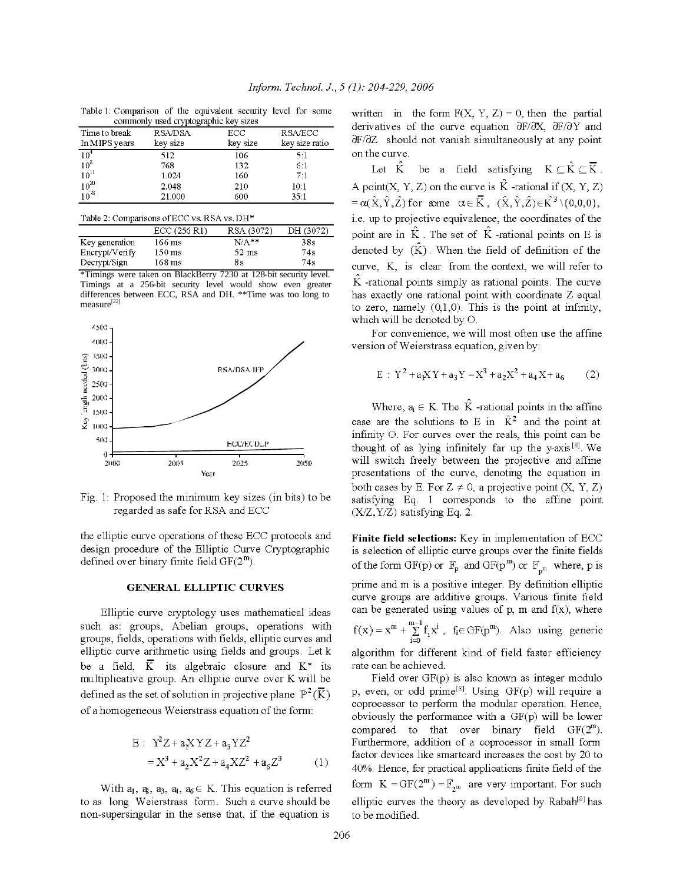Table 1: Comparison of the equivalent security level for some commonly used cryptographic key sizes

| Time to break In MIPS years | RSA/DSA key size | ECC key size | RSA/ECC key size ratio |
|---|---|---|---|
| $10^4$ | 512 | 106 | 5:1 |
| $10^8$ | 768 | 132 | 6:1 |
| $10^{11}$ | 1.024 | 160 | 7:1 |
| $10^{20}$ | 2.048 | 210 | 10:1 |
| $10^{78}$ | 21.000 | 600 | 35:1 |

Table 2: Comparisons of ECC vs. RSA vs. DH*

| | ECC (256 R1) | RSA (3072) | DH (3072) |
|---|---|---|---|
| Key generation | 166 ms | N/A** | 38s |
| Encrypt/Verify | 150 ms | 52 ms | 74s |
| Decrypt/Sign | 168 ms | 8s | 74s |

*Timings were taken on BlackBerry 7230 at 128-bit security level. Timings at a 256-bit security level would show even greater differences between ECC, RSA and DH. **Time was too long to measure[22]

Fig. 1: Proposed the minimum key sizes (in bits) to be regarded as safe for RSA and ECC

the elliptic curve operations of these ECC protocols and design procedure of the Elliptic Curve Cryptographic defined over binary finite field $GF(2^m)$.

## GENERAL ELLIPTIC CURVES

Elliptic curve cryptology uses mathematical ideas such as: groups, Abelian groups, operations with groups, fields, operations with fields, elliptic curves and elliptic curve arithmetic using fields and groups. Let k be a field, $\overline{K}$ its algebraic closure and $K^*$ its multiplicative group. An elliptic curve over K will be defined as the set of solution in projective plane $\mathbb{P}^2(\overline{K})$ of a homogeneous Weierstrass equation of the form:

$$E: Y^2Z + a_1XYZ + a_3YZ^2 = X^3 + a_2X^2Z + a_4XZ^2 + a_6Z^3 \qquad (1)$$

With $a_1, a_2, a_3, a_4, a_6 \in K$. This equation is referred to as long Weierstrass form. Such a curve should be non-supersingular in the sense that, if the equation is written in the form $F(X, Y, Z) = 0$, then the partial derivatives of the curve equation $\partial F/\partial X$, $\partial F/\partial Y$ and $\partial F/\partial Z$ should not vanish simultaneously at any point on the curve.

Let $\hat{K}$ be a field satisfying $K \subseteq \hat{K} \subseteq \overline{K}$. A point(X, Y, Z) on the curve is $\hat{K}$-rational if (X, Y, Z) $= \alpha(\hat{X}, \hat{Y}, \hat{Z})$ for some $\alpha \in \overline{K}$, $(\hat{X}, \hat{Y}, \hat{Z}) \in \hat{K}^3 \setminus \{0,0,0\}$, i.e. up to projective equivalence, the coordinates of the point are in $\hat{K}$. The set of $\hat{K}$-rational points on E is denoted by $(\hat{K})$. When the field of definition of the curve, K, is clear from the context, we will refer to $\hat{K}$-rational points simply as rational points. The curve has exactly one rational point with coordinate Z equal to zero, namely (0,1,0). This is the point at infinity, which will be denoted by O.

For convenience, we will most often use the affine version of Weierstrass equation, given by:

$$E: Y^2 + a_1XY + a_3Y = X^3 + a_2X^2 + a_4X + a_6 \qquad (2)$$

Where, $a_i \in K$. The $\hat{K}$-rational points in the affine case are the solutions to E in $\hat{K}^2$ and the point at infinity O. For curves over the reals, this point can be thought of as lying infinitely far up the y-axis[8]. We will switch freely between the projective and affine presentations of the curve, denoting the equation in both cases by E. For $Z \neq 0$, a projective point (X, Y, Z) satisfying Eq. 1 corresponds to the affine point (X/Z, Y/Z) satisfying Eq. 2.

**Finite field selections:** Key in implementation of ECC is selection of elliptic curve groups over the finite fields of the form GF(p) or $\mathbb{F}_p$ and $GF(p^m)$ or $\mathbb{F}_{p^m}$ where, p is prime and m is a positive integer. By definition elliptic curve groups are additive groups. Various finite field can be generated using values of p, m and f(x), where $f(x) = x^m + \sum_{i=0}^{m-1} f_i x^i$, $f_i \in GF(p^m)$. Also using generic algorithm for different kind of field faster efficiency rate can be achieved.

Field over GF(p) is also known as integer modulo p, even, or odd prime[8]. Using GF(p) will require a coprocessor to perform the modular operation. Hence, obviously the performance with a GF(p) will be lower compared to that over binary field $GF(2^m)$. Furthermore, addition of a coprocessor in small form factor devices like smartcard increases the cost by 20 to 40%. Hence, for practical applications finite field of the form $K = GF(2^m) = \mathbb{F}_{2^m}$ are very important. For such elliptic curves the theory as developed by Rabah[8] has to be modified.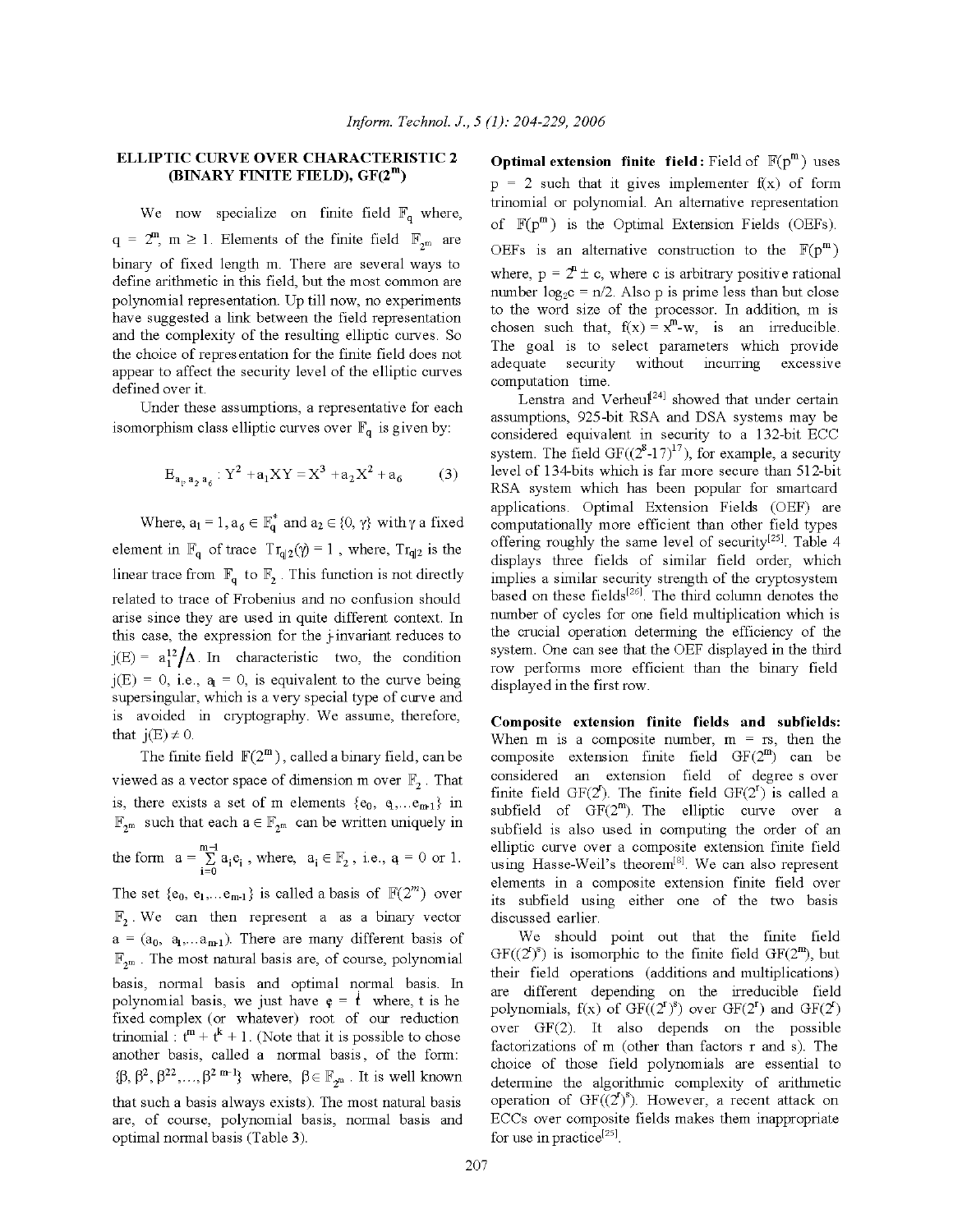## ELLIPTIC CURVE OVER CHARACTERISTIC 2 (BINARY FINITE FIELD), GF($2^m$)

We now specialize on finite field $\mathbb{F}_q$ where, $q = 2^m$, $m \geq 1$. Elements of the finite field $\mathbb{F}_{2^m}$ are binary of fixed length m. There are several ways to define arithmetic in this field, but the most common are polynomial representation. Up till now, no experiments have suggested a link between the field representation and the complexity of the resulting elliptic curves. So the choice of representation for the finite field does not appear to affect the security level of the elliptic curves defined over it.

Under these assumptions, a representative for each isomorphism class elliptic curves over $\mathbb{F}_q$ is given by:

$$E_{a_1, a_2, a_6} : Y^2 + a_1 XY = X^3 + a_2 X^2 + a_6 \quad (3)$$

Where, $a_1 = 1$, $a_6 \in \mathbb{F}_q^*$ and $a_2 \in \{0, \gamma\}$ with $\gamma$ a fixed element in $\mathbb{F}_q$ of trace $Tr_{q|2}(\gamma) = 1$, where, $Tr_{q|2}$ is the linear trace from $\mathbb{F}_q$ to $\mathbb{F}_2$. This function is not directly related to trace of Frobenius and no confusion should arise since they are used in quite different context. In this case, the expression for the j-invariant reduces to $j(E) = a_1^{12}/\Delta$. In characteristic two, the condition $j(E) = 0$, i.e., $a_1 = 0$, is equivalent to the curve being supersingular, which is a very special type of curve and is avoided in cryptography. We assume, therefore, that $j(E) \neq 0$.

The finite field $\mathbb{F}(2^m)$, called a binary field, can be viewed as a vector space of dimension m over $\mathbb{F}_2$. That is, there exists a set of m elements $\{e_0, e_1, ...e_{m-1}\}$ in $\mathbb{F}_{2^m}$ such that each $a \in \mathbb{F}_{2^m}$ can be written uniquely in the form $a = \sum_{i=0}^{m-1} a_i e_i$, where, $a_i \in \mathbb{F}_2$, i.e., $a_i = 0$ or 1. The set $\{e_0, e_1, ...e_{m-1}\}$ is called a basis of $\mathbb{F}(2^m)$ over $\mathbb{F}_2$. We can then represent a as a binary vector $a = (a_0, a_1, ...a_{m-1})$. There are many different basis of $\mathbb{F}_{2^m}$. The most natural basis are, of course, polynomial basis, normal basis and optimal normal basis. In polynomial basis, we just have $e_i = t^i$ where, t is he fixed complex (or whatever) root of our reduction trinomial : $t^m + t^k + 1$. (Note that it is possible to chose another basis, called a normal basis, of the form: $\{\beta, \beta^2, \beta^{2^2}, ..., \beta^{2^{m-1}}\}$ where, $\beta \in \mathbb{F}_{2^m}$. It is well known that such a basis always exists). The most natural basis are, of course, polynomial basis, normal basis and optimal normal basis (Table 3).

**Optimal extension finite field:** Field of $\mathbb{F}(p^m)$ uses $p = 2$ such that it gives implementer f(x) of form trinomial or polynomial. An alternative representation of $\mathbb{F}(p^m)$ is the Optimal Extension Fields (OEFs). OEFs is an alternative construction to the $\mathbb{F}(p^m)$ where, $p = 2^n \pm c$, where c is arbitrary positive rational number $\log_2 c = n/2$. Also p is prime less than but close to the word size of the processor. In addition, m is chosen such that, $f(x) = x^m - w$, is an irreducible. The goal is to select parameters which provide adequate security without incurring excessive computation time.

Lenstra and Verheul[24] showed that under certain assumptions, 925-bit RSA and DSA systems may be considered equivalent in security to a 132-bit ECC system. The field GF($(2^8-17)^{17}$), for example, a security level of 134-bits which is far more secure than 512-bit RSA system which has been popular for smartcard applications. Optimal Extension Fields (OEF) are computationally more efficient than other field types offering roughly the same level of security[25]. Table 4 displays three fields of similar field order, which implies a similar security strength of the cryptosystem based on these fields[26]. The third column denotes the number of cycles for one field multiplication which is the crucial operation determing the efficiency of the system. One can see that the OEF displayed in the third row performs more efficient than the binary field displayed in the first row.

**Composite extension finite fields and subfields:** When m is a composite number, m = rs, then the composite extension finite field GF($2^m$) can be considered an extension field of degree s over finite field GF($2^r$). The finite field GF($2^r$) is called a subfield of GF($2^m$). The elliptic curve over a subfield is also used in computing the order of an elliptic curve over a composite extension finite field using Hasse-Weil's theorem[8]. We can also represent elements in a composite extension finite field over its subfield using either one of the two basis discussed earlier.

We should point out that the finite field GF($(2^r)^s$) is isomorphic to the finite field GF($2^m$), but their field operations (additions and multiplications) are different depending on the irreducible field polynomials, f(x) of GF($(2^r)^s$) over GF($2^r$) and GF($2^r$) over GF(2). It also depends on the possible factorizations of m (other than factors r and s). The choice of those field polynomials are essential to determine the algorithmic complexity of arithmetic operation of GF($(2^r)^s$). However, a recent attack on ECCs over composite fields makes them inappropriate for use in practice[25].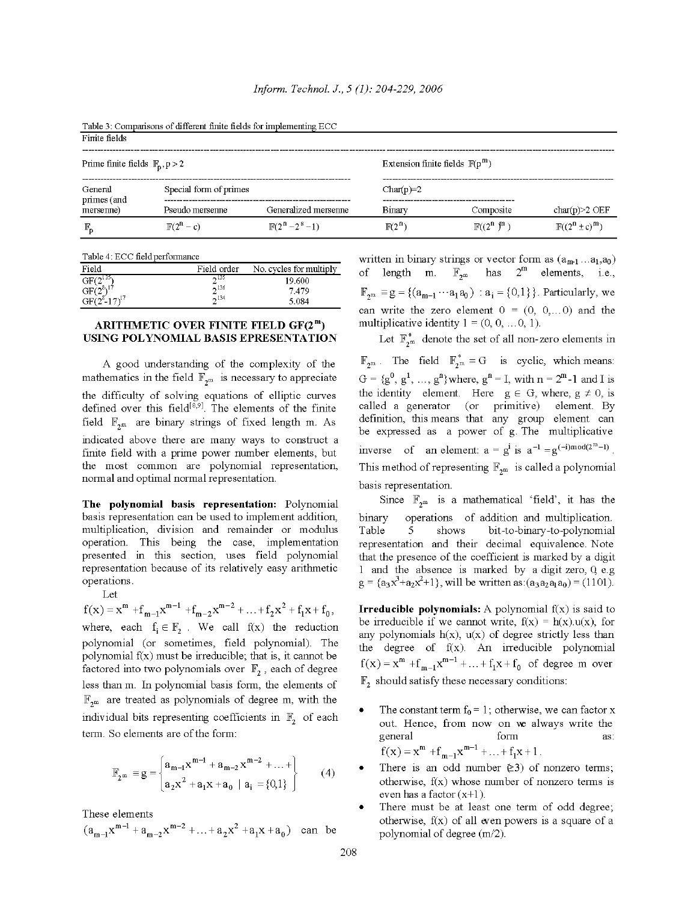Table 3: Comparisons of different finite fields for implementing ECC

| Finite fields | | | | | |
|---|---|---|---|---|---|
| Prime finite fields $\mathbb{F}_p, p>2$ | | | Extension finite fields $\mathbb{F}(p^m)$ | | |
| General primes (and mersenne) | Special form of primes | | Char(p)=2 | | |
| | Pseudo mersenne | Generalized mersenne | Binary | Composite | char(p)>2 OEF |
| $\mathbb{F}_p$ | $\mathbb{F}(2^n - c)$ | $\mathbb{F}(2^n - 2^s - 1)$ | $\mathbb{F}(2^n)$ | $\mathbb{F}((2^n)^m)$ | $\mathbb{F}((2^n \pm c)^m)$ |

Table 4: ECC field performance

| Field | Field order | No. cycles for multiply |
|---|---|---|
| $GF(2^{135})$ | $2^{135}$ | 19.600 |
| $GF(2^8)^{17}$ | $2^{136}$ | 7.479 |
| $GF(2^8\text{-}17)^{17}$ | $2^{134}$ | 5.084 |

## ARITHMETIC OVER FINITE FIELD GF($2^m$) USING POLYNOMIAL BASIS EPRESENTATION

A good understanding of the complexity of the mathematics in the field $\mathbb{F}_{2^m}$ is necessary to appreciate the difficulty of solving equations of elliptic curves defined over this field[8,9]. The elements of the finite field $\mathbb{F}_{2^m}$ are binary strings of fixed length m. As indicated above there are many ways to construct a finite field with a prime power number elements, but the most common are polynomial representation, normal and optimal normal representation.

**The polynomial basis representation:** Polynomial basis representation can be used to implement addition, multiplication, division and remainder or modulus operation. This being the case, implementation presented in this section, uses field polynomial representation because of its relatively easy arithmetic operations.

Let

$f(x) = x^m + f_{m-1}x^{m-1} + f_{m-2}x^{m-2} + \ldots + f_2x^2 + f_1x + f_0$,

where, each $f_i \in \mathbb{F}_2$. We call f(x) the reduction polynomial (or sometimes, field polynomial). The polynomial f(x) must be irreducible; that is, it cannot be factored into two polynomials over $\mathbb{F}_2$, each of degree less than m. In polynomial basis form, the elements of $\mathbb{F}_{2^m}$ are treated as polynomials of degree m, with the individual bits representing coefficients in $\mathbb{F}_2$ of each term. So elements are of the form:

$$\mathbb{F}_{2^m} \equiv g = \left\{ \begin{matrix} a_{m-1}x^{m-1} + a_{m-2}x^{m-2} + \ldots + \\ a_2x^2 + a_1x + a_0 \mid a_i = \{0,1\} \end{matrix} \right\} \quad (4)$$

These elements $(a_{m-1}x^{m-1} + a_{m-2}x^{m-2} + \ldots + a_2x^2 + a_1x + a_0)$ can be written in binary strings or vector form as $(a_{m-1}\ldots a_1, a_0)$ of length m. $\mathbb{F}_{2^m}$ has $2^m$ elements, i.e., $\mathbb{F}_{2^m} \equiv g = \{(a_{m-1}\cdots a_1 a_0) : a_i = \{0,1\}\}$. Particularly, we can write the zero element 0 = (0, 0,...0) and the multiplicative identity 1 = (0, 0, ... 0, 1).

Let $\mathbb{F}_{2^m}^*$ denote the set of all non-zero elements in $\mathbb{F}_{2^m}$. The field $\mathbb{F}_{2^m}^* \equiv G$ is cyclic, which means: $G = \{g^0, g^1, \ldots, g^n\}$ where, $g^n = I$, with $n = 2^m - 1$ and I is the identity element. Here $g \in G$, where, $g \neq 0$, is called a generator (or primitive) element. By definition, this means that any group element can be expressed as a power of g. The multiplicative inverse of an element: $a = g^i$ is $a^{-1} = g^{(-i) \bmod (2^m - 1)}$. This method of representing $\mathbb{F}_{2^m}$ is called a polynomial basis representation.

Since $\mathbb{F}_{2^m}$ is a mathematical 'field', it has the binary operations of addition and multiplication. Table 5 shows bit-to-binary-to-polynomial representation and their decimal equivalence. Note that the presence of the coefficient is marked by a digit 1 and the absence is marked by a digit zero, 0, e.g $g = \{a_3x^3 + a_2x^2 + 1\}$, will be written as: $(a_3a_2a_1a_0) = (1101)$.

**Irreducible polynomials:** A polynomial f(x) is said to be irreducible if we cannot write, f(x) = h(x).u(x), for any polynomials h(x), u(x) of degree strictly less than the degree of f(x). An irreducible polynomial $f(x) = x^m + f_{m-1}x^{m-1} + \ldots + f_1x + f_0$ of degree m over $\mathbb{F}_2$ should satisfy these necessary conditions:

- The constant term $f_0 = 1$; otherwise, we can factor x out. Hence, from now on we always write the general form as: $f(x) = x^m + f_{m-1}x^{m-1} + \ldots + f_1x + 1$.
- There is an odd number (≥3) of nonzero terms; otherwise, f(x) whose number of nonzero terms is even has a factor (x+1).
- There must be at least one term of odd degree; otherwise, f(x) of all even powers is a square of a polynomial of degree (m/2).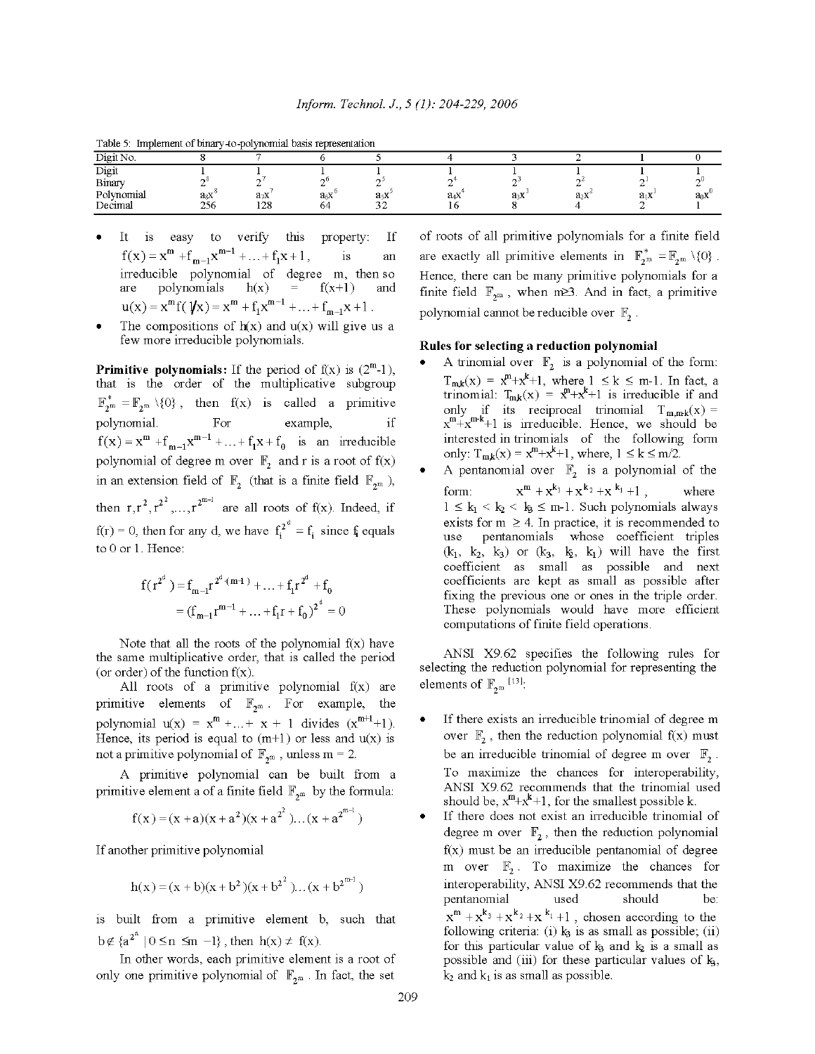Table 5: Implement of binary-to-polynomial basis representation

| Digit No. | 8 | 7 | 6 | 5 | 4 | 3 | 2 | 1 | 0 |
|---|---|---|---|---|---|---|---|---|---|
| Digit | 1 | 1 | 1 | 1 | 1 | 1 | 1 | 1 | 1 |
| Binary | $2^8$ | $2^7$ | $2^6$ | $2^5$ | $2^4$ | $2^3$ | $2^2$ | $2^1$ | $2^0$ |
| Polynomial | $a_8x^8$ | $a_7x^7$ | $a_6x^6$ | $a_5x^5$ | $a_4x^4$ | $a_3x^3$ | $a_2x^2$ | $a_1x^1$ | $a_0x^0$ |
| Decimal | 256 | 128 | 64 | 32 | 16 | 8 | 4 | 2 | 1 |

- It is easy to verify this property: If $f(x) = x^m + f_{m-1}x^{m-1} + \ldots + f_1x + 1$, is an irreducible polynomial of degree m, then so are polynomials h(x) = f(x+1) and $u(x) = x^m f(1/x) = x^m + f_1x^{m-1} + \ldots + f_{m-1}x + 1$.
- The compositions of h(x) and u(x) will give us a few more irreducible polynomials.

**Primitive polynomials:** If the period of f(x) is $(2^m-1)$, that is the order of the multiplicative subgroup $\mathbb{F}^*_{2^m} = \mathbb{F}_{2^m} \setminus \{0\}$, then f(x) is called a primitive polynomial. For example, if $f(x) = x^m + f_{m-1}x^{m-1} + \ldots + f_1x + f_0$ is an irreducible polynomial of degree m over $\mathbb{F}_2$ and r is a root of f(x) in an extension field of $\mathbb{F}_2$ (that is a finite field $\mathbb{F}_{2^m}$), then $r, r^2, r^{2^2}, \ldots, r^{2^{m-1}}$ are all roots of f(x). Indeed, if f(r) = 0, then for any d, we have $f_i^{2^d} = f_i$ since $f_i$ equals to 0 or 1. Hence:

$$f(r^{2^d}) = f_{m-1}r^{2^d\cdot(m-1)} + \ldots + f_1r^{2^d} + f_0$$
$$= (f_{m-1}r^{m-1} + \ldots + f_1r + f_0)^{2^d} = 0$$

Note that all the roots of the polynomial f(x) have the same multiplicative order, that is called the period (or order) of the function f(x).

All roots of a primitive polynomial f(x) are primitive elements of $\mathbb{F}_{2^m}$. For example, the polynomial $u(x) = x^m + \ldots + x + 1$ divides $(x^{m+1}+1)$. Hence, its period is equal to (m+1) or less and u(x) is not a primitive polynomial of $\mathbb{F}_{2^m}$, unless m = 2.

A primitive polynomial can be built from a primitive element a of a finite field $\mathbb{F}_{2^m}$ by the formula:

$$f(x) = (x + a)(x + a^2)(x + a^{2^2})\ldots(x + a^{2^{m-1}})$$

If another primitive polynomial

$$h(x) = (x + b)(x + b^2)(x + b^{2^2})\ldots(x + b^{2^{m-1}})$$

is built from a primitive element b, such that $b \notin \{a^{2^n} \mid 0 \le n \le m-1\}$, then $h(x) \ne f(x)$.

In other words, each primitive element is a root of only one primitive polynomial of $\mathbb{F}_{2^m}$. In fact, the set of roots of all primitive polynomials for a finite field are exactly all primitive elements in $\mathbb{F}^*_{2^m} = \mathbb{F}_{2^m} \setminus \{0\}$. Hence, there can be many primitive polynomials for a finite field $\mathbb{F}_{2^m}$, when m≥3. And in fact, a primitive polynomial cannot be reducible over $\mathbb{F}_2$.

**Rules for selecting a reduction polynomial**

- A trinomial over $\mathbb{F}_2$ is a polynomial of the form: $T_{m,k}(x) = x^m+x^k+1$, where $1 \le k \le m-1$. In fact, a trinomial: $T_{m,k}(x) = x^m+x^k+1$ is irreducible if and only if its reciprocal trinomial $T_{m,m-k}(x) = x^m+x^{m-k}+1$ is irreducible. Hence, we should be interested in trinomials of the following form only: $T_{m,k}(x) = x^m+x^k+1$, where, $1 \le k \le m/2$.
- A pentanomial over $\mathbb{F}_2$ is a polynomial of the form: $x^m + x^{k_3} + x^{k_2} + x^{k_1} + 1$, where $1 \le k_1 < k_2 < k_3 \le m-1$. Such polynomials always exists for $m \ge 4$. In practice, it is recommended to use pentanomials whose coefficient triples $(k_1, k_2, k_3)$ or $(k_3, k_2, k_1)$ will have the first coefficient as small as possible and next coefficients are kept as small as possible after fixing the previous one or ones in the triple order. These polynomials would have more efficient computations of finite field operations.

ANSI X9.62 specifies the following rules for selecting the reduction polynomial for representing the elements of $\mathbb{F}_{2^m}$ [13]:

- If there exists an irreducible trinomial of degree m over $\mathbb{F}_2$, then the reduction polynomial f(x) must be an irreducible trinomial of degree m over $\mathbb{F}_2$. To maximize the chances for interoperability, ANSI X9.62 recommends that the trinomial used should be, $x^m+x^k+1$, for the smallest possible k.
- If there does not exist an irreducible trinomial of degree m over $\mathbb{F}_2$, then the reduction polynomial f(x) must be an irreducible pentanomial of degree m over $\mathbb{F}_2$. To maximize the chances for interoperability, ANSI X9.62 recommends that the pentanomial used should be: $x^m + x^{k_3} + x^{k_2} + x^{k_1} + 1$, chosen according to the following criteria: (i) $k_3$ is as small as possible; (ii) for this particular value of $k_3$ and $k_2$ is a small as possible and (iii) for these particular values of $k_3$, $k_2$ and $k_1$ is as small as possible.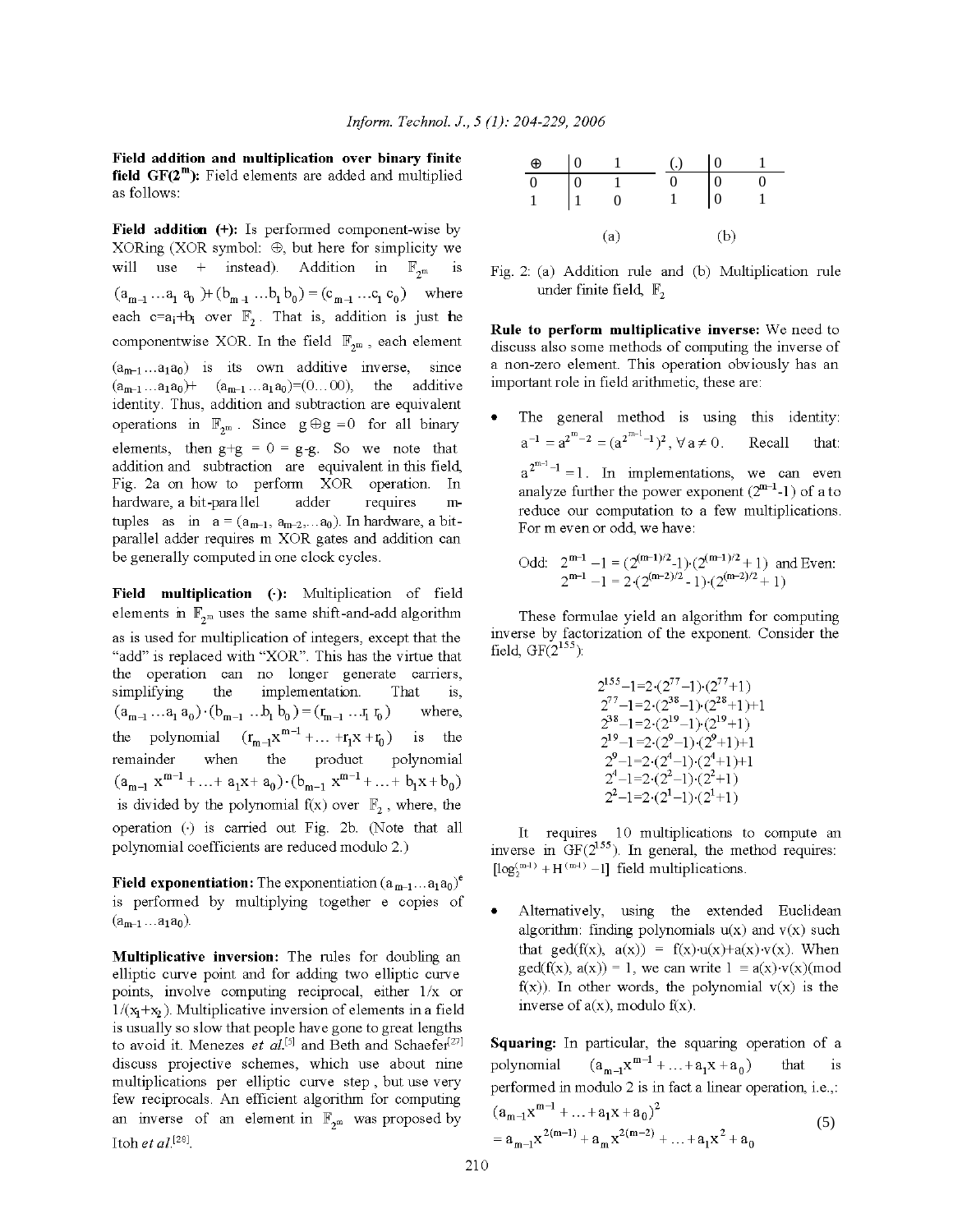**Field addition and multiplication over binary finite field GF($2^m$):** Field elements are added and multiplied as follows:

**Field addition (+):** Is performed component-wise by XORing (XOR symbol: ⊕, but here for simplicity we will use + instead). Addition in $\mathbb{F}_{2^m}$ is $(a_{m-1}\ldots a_1\ a_0) + (b_{m-1}\ldots b_1\ b_0) = (c_{m-1}\ldots c_1\ c_0)$ where each $c=a_i+b_i$ over $\mathbb{F}_2$. That is, addition is just the componentwise XOR. In the field $\mathbb{F}_{2^m}$, each element $(a_{m-1}\ldots a_1a_0)$ is its own additive inverse, since $(a_{m-1}\ldots a_1a_0)+(a_{m-1}\ldots a_1a_0)=(0\ldots 00)$, the additive identity. Thus, addition and subtraction are equivalent operations in $\mathbb{F}_{2^m}$. Since $g \oplus g = 0$ for all binary elements, then $g+g = 0 = g\text{-}g$. So we note that addition and subtraction are equivalent in this field, Fig. 2a on how to perform XOR operation. In hardware, a bit-parallel adder requires m-tuples as in $a = (a_{m-1}, a_{m-2},\ldots a_0)$. In hardware, a bit-parallel adder requires m XOR gates and addition can be generally computed in one clock cycles.

**Field multiplication (·):** Multiplication of field elements in $\mathbb{F}_{2^m}$ uses the same shift-and-add algorithm as is used for multiplication of integers, except that the "add" is replaced with "XOR". This has the virtue that the operation can no longer generate carriers, simplifying the implementation. That is, $(a_{m-1}\ldots a_1\ a_0)\cdot(b_{m-1}\ldots b_1\ b_0) = (r_{m-1}\ldots r_1\ r_0)$ where, the polynomial $(r_{m-1}x^{m-1}+\ldots+r_1x+r_0)$ is the remainder when the product polynomial $(a_{m-1}\ x^{m-1}+\ldots+a_1x+a_0)\cdot(b_{m-1}\ x^{m-1}+\ldots+b_1x+b_0)$ is divided by the polynomial f(x) over $\mathbb{F}_2$, where, the operation (·) is carried out Fig. 2b. (Note that all polynomial coefficients are reduced modulo 2.)

**Field exponentiation:** The exponentiation $(a_{m-1}\ldots a_1a_0)^e$ is performed by multiplying together e copies of $(a_{m-1}\ldots a_1a_0)$.

**Multiplicative inversion:** The rules for doubling an elliptic curve point and for adding two elliptic curve points, involve computing reciprocal, either 1/x or $1/(x_1+x_2)$. Multiplicative inversion of elements in a field is usually so slow that people have gone to great lengths to avoid it. Menezes *et al.*[5] and Beth and Schaefer[27] discuss projective schemes, which use about nine multiplications per elliptic curve step, but use very few reciprocals. An efficient algorithm for computing an inverse of an element in $\mathbb{F}_{2^m}$ was proposed by Itoh *et al.*[28].

| ⊕ | 0 | 1 |
|---|---|---|
| 0 | 0 | 1 |
| 1 | 1 | 0 |

(a)

| (.) | 0 | 1 |
|---|---|---|
| 0 | 0 | 0 |
| 1 | 0 | 1 |

(b)

Fig. 2: (a) Addition rule and (b) Multiplication rule under finite field, $\mathbb{F}_2$

**Rule to perform multiplicative inverse:** We need to discuss also some methods of computing the inverse of a non-zero element. This operation obviously has an important role in field arithmetic, these are:

- The general method is using this identity: $a^{-1} = a^{2^m-2} = (a^{2^{m-1}-1})^2, \forall a \neq 0$. Recall that: $a^{2^{m-1}-1} = 1$. In implementations, we can even analyze further the power exponent $(2^{m-1}\text{-}1)$ of a to reduce our computation to a few multiplications. For m even or odd, we have:

  Odd: $2^{m-1}-1 = (2^{(m-1)/2}\text{-}1)\cdot(2^{(m-1)/2}+1)$ and Even: $2^{m-1}-1 = 2\cdot(2^{(m-2)/2}\text{-}1)\cdot(2^{(m-2)/2}+1)$

  These formulae yield an algorithm for computing inverse by factorization of the exponent. Consider the field, GF($2^{155}$):

$$
\begin{aligned}
2^{155}-1 &= 2\cdot(2^{77}-1)\cdot(2^{77}+1)\\
2^{77}-1 &= 2\cdot(2^{38}-1)\cdot(2^{28}+1)+1\\
2^{38}-1 &= 2\cdot(2^{19}-1)\cdot(2^{19}+1)\\
2^{19}-1 &= 2\cdot(2^{9}-1)\cdot(2^{9}+1)+1\\
2^{9}-1 &= 2\cdot(2^{4}-1)\cdot(2^{4}+1)+1\\
2^{4}-1 &= 2\cdot(2^{2}-1)\cdot(2^{2}+1)\\
2^{2}-1 &= 2\cdot(2^{1}-1)\cdot(2^{1}+1)
\end{aligned}
$$

  It requires 10 multiplications to compute an inverse in GF($2^{155}$). In general, the method requires: $[\log_2^{(m-1)} + H^{(m-1)} - 1]$ field multiplications.

- Alternatively, using the extended Euclidean algorithm: finding polynomials u(x) and v(x) such that gcd(f(x), a(x)) = f(x)·u(x)+a(x)·v(x). When gcd(f(x), a(x)) = 1, we can write 1 ≡ a(x)·v(x)(mod f(x)). In other words, the polynomial v(x) is the inverse of a(x), modulo f(x).

**Squaring:** In particular, the squaring operation of a polynomial $(a_{m-1}x^{m-1}+\ldots+a_1x+a_0)$ that is performed in modulo 2 is in fact a linear operation, i.e.,:

$$
\begin{aligned}
&(a_{m-1}x^{m-1}+\ldots+a_1x+a_0)^2\\
&= a_{m-1}x^{2(m-1)} + a_m x^{2(m-2)} + \ldots + a_1x^2 + a_0
\end{aligned}
\tag{5}
$$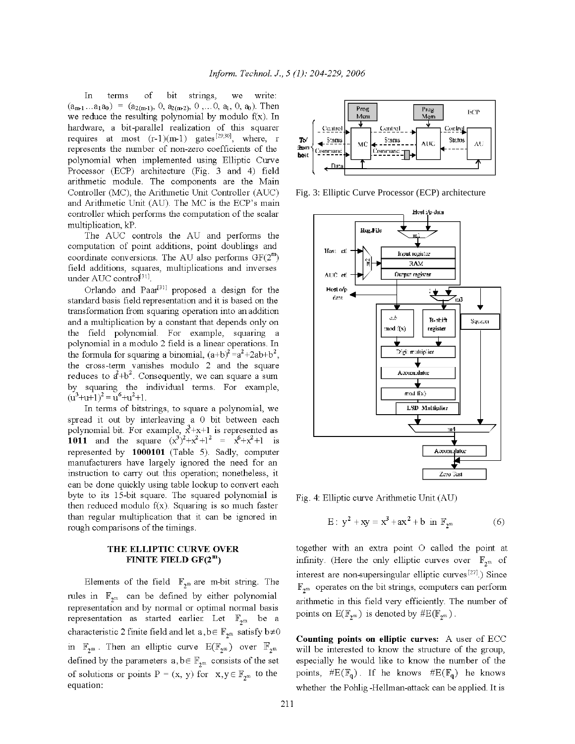In terms of bit strings, we write: $(a_{m-1} \ldots a_1 a_0) = (a_{2(m-1)}, 0, a_{2(m-2)}, 0, \ldots 0, a_1, 0, a_0)$. Then we reduce the resulting polynomial by modulo f(x). In hardware, a bit-parallel realization of this squarer requires at most (r-1)(m-1) gates[29,30], where, r represents the number of non-zero coefficients of the polynomial when implemented using Elliptic Curve Processor (ECP) architecture (Fig. 3 and 4) field arithmetic module. The components are the Main Controller (MC), the Arithmetic Unit Controller (AUC) and Arithmetic Unit (AU). The MC is the ECP's main controller which performs the computation of the scalar multiplication, kP.

The AUC controls the AU and performs the computation of point additions, point doublings and coordinate conversions. The AU also performs GF($2^m$) field additions, squares, multiplications and inverses under AUC control[31].

Orlando and Paar[31] proposed a design for the standard basis field representation and it is based on the transformation from squaring operation into an addition and a multiplication by a constant that depends only on the field polynomial. For example, squaring a polynomial in a modulo 2 field is a linear operations. In the formula for squaring a binomial, $(a+b)^2 = a^2+2ab+b^2$, the cross-term vanishes modulo 2 and the square reduces to $a^2+b^2$. Consequently, we can square a sum by squaring the individual terms. For example, $(u^3+u+1)^2 = u^6+u^2+1$.

In terms of bitstrings, to square a polynomial, we spread it out by interleaving a 0 bit between each polynomial bit. For example, $x^3+x+1$ is represented as **1011** and the square $(x^3)^2+x^2+1^2 = x^6+x^2+1$ is represented by **1000101** (Table 5). Sadly, computer manufacturers have largely ignored the need for an instruction to carry out this operation; nonetheless, it can be done quickly using table lookup to convert each byte to its 15-bit square. The squared polynomial is then reduced modulo f(x). Squaring is so much faster than regular multiplication that it can be ignored in rough comparisons of the timings.

Fig. 3: Elliptic Curve Processor (ECP) architecture

Fig. 4: Elliptic curve Arithmetic Unit (AU)

## THE ELLIPTIC CURVE OVER FINITE FIELD GF($2^m$)

Elements of the field $\mathbb{F}_{2^m}$ are m-bit string. The rules in $\mathbb{F}_{2^m}$ can be defined by either polynomial representation and by normal or optimal normal basis representation as started earlier. Let $\mathbb{F}_{2^m}$ be a characteristic 2 finite field and let $a, b \in \mathbb{F}_{2^m}$ satisfy $b \neq 0$ in $\mathbb{F}_{2^m}$. Then an elliptic curve $E(\mathbb{F}_{2^m})$ over $\mathbb{F}_{2^m}$ defined by the parameters $a, b \in \mathbb{F}_{2^m}$ consists of the set of solutions or points $P = (x, y)$ for $x, y \in \mathbb{F}_{2^m}$ to the equation:

$$E: y^2 + xy = x^3 + ax^2 + b \text{ in } \mathbb{F}_{2^m} \quad (6)$$

together with an extra point O called the point at infinity. (Here the only elliptic curves over $\mathbb{F}_{2^m}$ of interest are non-supersingular elliptic curves[27].) Since $\mathbb{F}_{2^m}$ operates on the bit strings, computers can perform arithmetic in this field very efficiently. The number of points on $E(\mathbb{F}_{2^m})$ is denoted by $\#E(\mathbb{F}_{2^m})$.

**Counting points on elliptic curves:** A user of ECC will be interested to know the structure of the group, especially he would like to know the number of the points, $\#E(\mathbb{F}_q)$. If he knows $\#E(\mathbb{F}_q)$ he knows whether the Pohlig-Hellman-attack can be applied. It is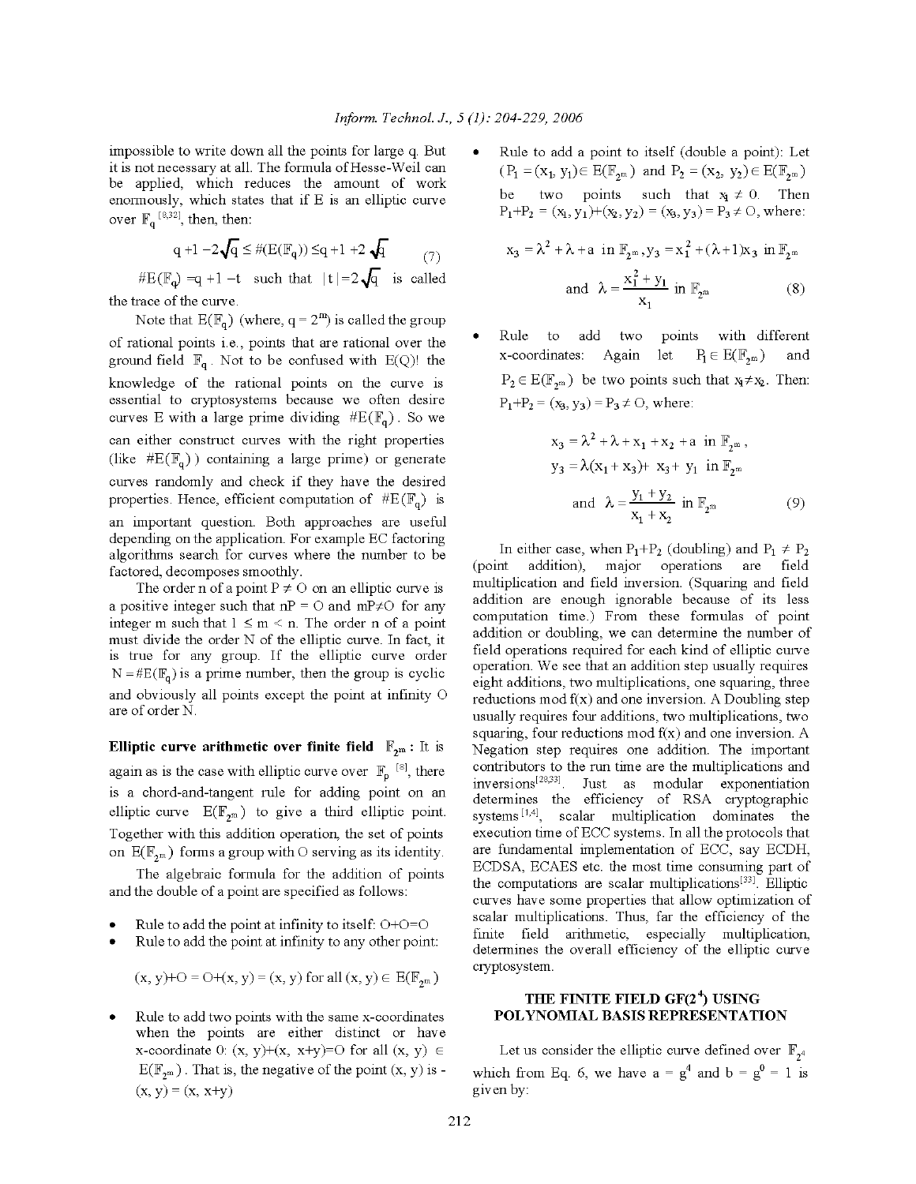impossible to write down all the points for large q. But it is not necessary at all. The formula of Hesse-Weil can be applied, which reduces the amount of work enormously, which states that if E is an elliptic curve over $\mathbb{F}_q$ [8,32], then, then:

$$q+1-2\sqrt{q} \leq \#(E(\mathbb{F}_q)) \leq q+1+2\sqrt{q} \tag{7}$$

$\#E(\mathbb{F}_q) = q+1-t$ such that $|t| = 2\sqrt{q}$ is called the trace of the curve.

Note that $E(\mathbb{F}_q)$ (where, $q = 2^m$) is called the group of rational points i.e., points that are rational over the ground field $\mathbb{F}_q$. Not to be confused with E(Q)! the knowledge of the rational points on the curve is essential to cryptosystems because we often desire curves E with a large prime dividing $\#E(\mathbb{F}_q)$. So we can either construct curves with the right properties (like $\#E(\mathbb{F}_q)$) containing a large prime) or generate curves randomly and check if they have the desired properties. Hence, efficient computation of $\#E(\mathbb{F}_q)$ is an important question. Both approaches are useful depending on the application. For example EC factoring algorithms search for curves where the number to be factored, decomposes smoothly.

The order n of a point $P \neq O$ on an elliptic curve is a positive integer such that $nP = O$ and $mP \neq O$ for any integer m such that $1 \leq m < n$. The order n of a point must divide the order N of the elliptic curve. In fact, it is true for any group. If the elliptic curve order $N = \#E(\mathbb{F}_q)$ is a prime number, then the group is cyclic and obviously all points except the point at infinity O are of order N.

**Elliptic curve arithmetic over finite field $\mathbb{F}_{2^m}$:** It is again as is the case with elliptic curve over $\mathbb{F}_p$ [8], there is a chord-and-tangent rule for adding point on an elliptic curve $E(\mathbb{F}_{2^m})$ to give a third elliptic point. Together with this addition operation, the set of points on $E(\mathbb{F}_{2^m})$ forms a group with O serving as its identity.

The algebraic formula for the addition of points and the double of a point are specified as follows:

- Rule to add the point at infinity to itself: O+O=O
- Rule to add the point at infinity to any other point:

$$(x, y)+O = O+(x, y) = (x, y) \text{ for all } (x, y) \in E(\mathbb{F}_{2^m})$$

- Rule to add two points with the same x-coordinates when the points are either distinct or have x-coordinate 0: $(x, y)+(x, x+y)=O$ for all $(x, y) \in E(\mathbb{F}_{2^m})$. That is, the negative of the point (x, y) is $-(x, y) = (x, x+y)$
- Rule to add a point to itself (double a point): Let $(P_1 = (x_1, y_1) \in E(\mathbb{F}_{2^m})$ and $P_2 = (x_2, y_2) \in E(\mathbb{F}_{2^m})$ be two points such that $x_1 \neq 0$. Then $P_1+P_2 = (x_1, y_1)+(x_2, y_2) = (x_3, y_3) = P_3 \neq O$, where:

$$x_3 = \lambda^2 + \lambda + a \text{ in } \mathbb{F}_{2^m}, y_3 = x_1^2 + (\lambda+1)x_3 \text{ in } \mathbb{F}_{2^m}$$
$$\text{and } \lambda = \frac{x_1^2 + y_1}{x_1} \text{ in } \mathbb{F}_{2^m} \tag{8}$$

- Rule to add two points with different x-coordinates: Again let $P_1 \in E(\mathbb{F}_{2^m})$ and $P_2 \in E(\mathbb{F}_{2^m})$ be two points such that $x_1 \neq x_2$. Then: $P_1+P_2 = (x_3, y_3) = P_3 \neq O$, where:

$$x_3 = \lambda^2 + \lambda + x_1 + x_2 + a \text{ in } \mathbb{F}_{2^m},$$
$$y_3 = \lambda(x_1 + x_3) + x_3 + y_1 \text{ in } \mathbb{F}_{2^m}$$
$$\text{and } \lambda = \frac{y_1 + y_2}{x_1 + x_2} \text{ in } \mathbb{F}_{2^m} \tag{9}$$

In either case, when $P_1+P_2$ (doubling) and $P_1 \neq P_2$ (point addition), major operations are field multiplication and field inversion. (Squaring and field addition are enough ignorable because of its less computation time.) From these formulas of point addition or doubling, we can determine the number of field operations required for each kind of elliptic curve operation. We see that an addition step usually requires eight additions, two multiplications, one squaring, three reductions mod f(x) and one inversion. A Doubling step usually requires four additions, two multiplications, two squaring, four reductions mod f(x) and one inversion. A Negation step requires one addition. The important contributors to the run time are the multiplications and inversions[28,33]. Just as modular exponentiation determines the efficiency of RSA cryptographic systems [1,4], scalar multiplication dominates the execution time of ECC systems. In all the protocols that are fundamental implementation of ECC, say ECDH, ECDSA, ECAES etc. the most time consuming part of the computations are scalar multiplications[33]. Elliptic curves have some properties that allow optimization of scalar multiplications. Thus, far the efficiency of the finite field arithmetic, especially multiplication, determines the overall efficiency of the elliptic curve cryptosystem.

## THE FINITE FIELD GF($2^4$) USING POLYNOMIAL BASIS REPRESENTATION

Let us consider the elliptic curve defined over $\mathbb{F}_{2^4}$ which from Eq. 6, we have $a = g^4$ and $b = g^0 = 1$ is given by: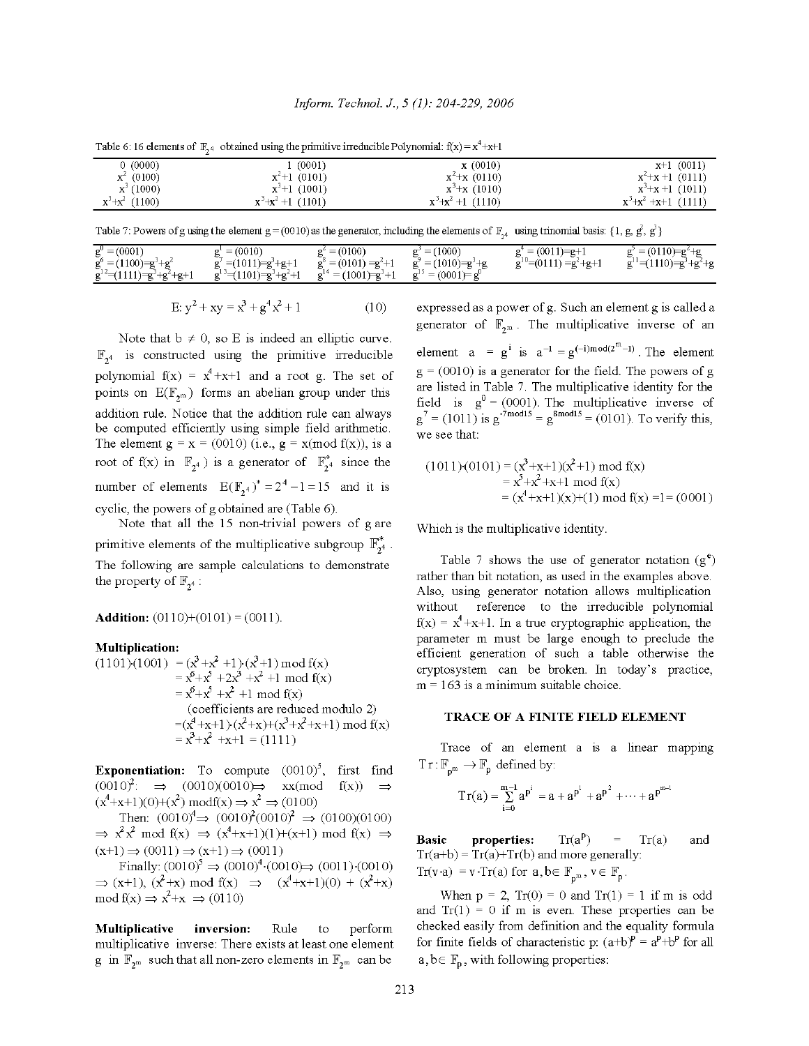Table 6: 16 elements of $\mathbb{F}_{2^4}$ obtained using the primitive irreducible Polynomial: $f(x) = x^4+x+1$

| | | | |
|---|---|---|---|
| 0 (0000) | 1 (0001) | x (0010) | x+1 (0011) |
| $x^2$ (0100) | $x^2$+1 (0101) | $x^2$+x (0110) | $x^2$+x +1 (0111) |
| $x^3$ (1000) | $x^3$+1 (1001) | $x^3$+x (1010) | $x^3$+x +1 (1011) |
| $x^3$+$x^2$ (1100) | $x^3$+$x^2$ +1 (1101) | $x^3$+$x^2$ +1 (1110) | $x^3$+$x^2$ +x+1 (1111) |

Table 7: Powers of g using the element g = (0010) as the generator, including the elements of $\mathbb{F}_{2^4}$ using trinomial basis: $\{1, g, g^2, g^3\}$

| | | | | | |
|---|---|---|---|---|---|
| $g^0$ = (0001) | $g^1$ = (0010) | $g^2$ = (0100) | $g^3$ = (1000) | $g^4$ = (0011)=g+1 | $g^5$ = (0110)=$g^2$+g |
| $g^6$ = (1100)=$g^3$+$g^2$ | $g^7$ =(1011)=$g^3$+g+1 | $g^8$ = (0101) =$g^2$+1 | $g^9$ = (1010)=$g^3$+g | $g^{10}$=(0111) =$g^2$+g+1 | $g^{11}$=(1110)=$g^3$+$g^2$+g |
| $g^{12}$=(1111)=$g^3$+$g^2$+g+1 | $g^{13}$=(1101)=$g^3$+$g^2$+1 | $g^{14}$ = (1001)=$g^3$+1 | $g^{15}$ = (0001)= $g^0$ | | |

$$E: y^2 + xy = x^3 + g^4x^2 + 1 \quad (10)$$

Note that $b \neq 0$, so E is indeed an elliptic curve. $\mathbb{F}_{2^4}$ is constructed using the primitive irreducible polynomial $f(x) = x^4+x+1$ and a root g. The set of points on $E(\mathbb{F}_{2^m})$ forms an abelian group under this addition rule. Notice that the addition rule can always be computed efficiently using simple field arithmetic. The element g = x = (0010) (i.e., g = x(mod f(x)), is a root of f(x) in $\mathbb{F}_{2^4}$) is a generator of $\mathbb{F}^*_{2^4}$ since the number of elements $E(\mathbb{F}_{2^4})^* = 2^4 - 1 = 15$ and it is cyclic, the powers of g obtained are (Table 6).

Note that all the 15 non-trivial powers of g are primitive elements of the multiplicative subgroup $\mathbb{F}^*_{2^4}$. The following are sample calculations to demonstrate the property of $\mathbb{F}_{2^4}$:

**Addition:** (0110)+(0101) = (0011).

**Multiplication:**

$$\begin{aligned}(1101)\cdot(1001) &= (x^3+x^2+1)\cdot(x^3+1) \bmod f(x)\\ &= x^6+x^5+2x^3+x^2+1 \bmod f(x)\\ &= x^6+x^5+x^2+1 \bmod f(x)\\ &\quad \text{(coefficients are reduced modulo 2)}\\ &= (x^4+x+1)\cdot(x^2+x)+(x^3+x^2+x+1) \bmod f(x)\\ &= x^3+x^2+x+1 = (1111)\end{aligned}$$

**Exponentiation:** To compute $(0010)^5$, first find $(0010)^2$: $\Rightarrow$ (0010)(0010)$\Rightarrow$ xx(mod f(x)) $\Rightarrow$ $(x^4+x+1)(0)+(x^2)$ modf(x) $\Rightarrow x^2 \Rightarrow$ (0100)

Then: $(0010)^4 \Rightarrow (0010)^2(0010)^2 \Rightarrow$ (0100)(0100) $\Rightarrow x^2x^2$ mod f(x) $\Rightarrow (x^4+x+1)(1)+(x+1)$ mod f(x) $\Rightarrow$ (x+1) $\Rightarrow$ (0011) $\Rightarrow$ (x+1) $\Rightarrow$ (0011)

Finally: $(0010)^5 \Rightarrow (0010)^4\cdot(0010) \Rightarrow (0011)\cdot(0010)$ $\Rightarrow$ (x+1), $(x^2+x)$ mod f(x) $\Rightarrow$ $(x^4+x+1)(0)$ + $(x^2+x)$ mod f(x) $\Rightarrow x^2+x \Rightarrow$ (0110)

**Multiplicative inversion:** Rule to perform multiplicative inverse: There exists at least one element g in $\mathbb{F}_{2^m}$ such that all non-zero elements in $\mathbb{F}_{2^m}$ can be expressed as a power of g. Such an element g is called a generator of $\mathbb{F}_{2^m}$. The multiplicative inverse of an element $a = g^i$ is $a^{-1} = g^{(-i)\bmod(2^m-1)}$. The element g = (0010) is a generator for the field. The powers of g are listed in Table 7. The multiplicative identity for the field is $g^0$ = (0001). The multiplicative inverse of $g^7$ = (1011) is $g^{-7\bmod 15} = g^{8\bmod 15}$ = (0101). To verify this, we see that:

$$\begin{aligned}(1011)\cdot(0101) &= (x^3+x+1)(x^2+1) \bmod f(x)\\ &= x^5+x^2+x+1 \bmod f(x)\\ &= (x^4+x+1)(x)+(1) \bmod f(x) = 1 = (0001)\end{aligned}$$

Which is the multiplicative identity.

Table 7 shows the use of generator notation ($g^e$) rather than bit notation, as used in the examples above. Also, using generator notation allows multiplication without reference to the irreducible polynomial $f(x) = x^4+x+1$. In a true cryptographic application, the parameter m must be large enough to preclude the efficient generation of such a table otherwise the cryptosystem can be broken. In today's practice, m = 163 is a minimum suitable choice.

## TRACE OF A FINITE FIELD ELEMENT

Trace of an element a is a linear mapping $Tr: \mathbb{F}_{p^m} \to \mathbb{F}_p$ defined by:

$$Tr(a) = \sum_{i=0}^{m-1} a^{p^i} = a + a^{p^1} + a^{p^2} + \cdots + a^{p^{m-1}}$$

**Basic properties:** $Tr(a^p) = Tr(a)$ and $Tr(a+b) = Tr(a)+Tr(b)$ and more generally: $Tr(v\cdot a) = v\cdot Tr(a)$ for $a, b \in \mathbb{F}_{p^m}$, $v \in \mathbb{F}_p$.

When p = 2, Tr(0) = 0 and Tr(1) = 1 if m is odd and Tr(1) = 0 if m is even. These properties can be checked easily from definition and the equality formula for finite fields of characteristic p: $(a+b)^p = a^p+b^p$ for all $a, b \in \mathbb{F}_p$, with following properties: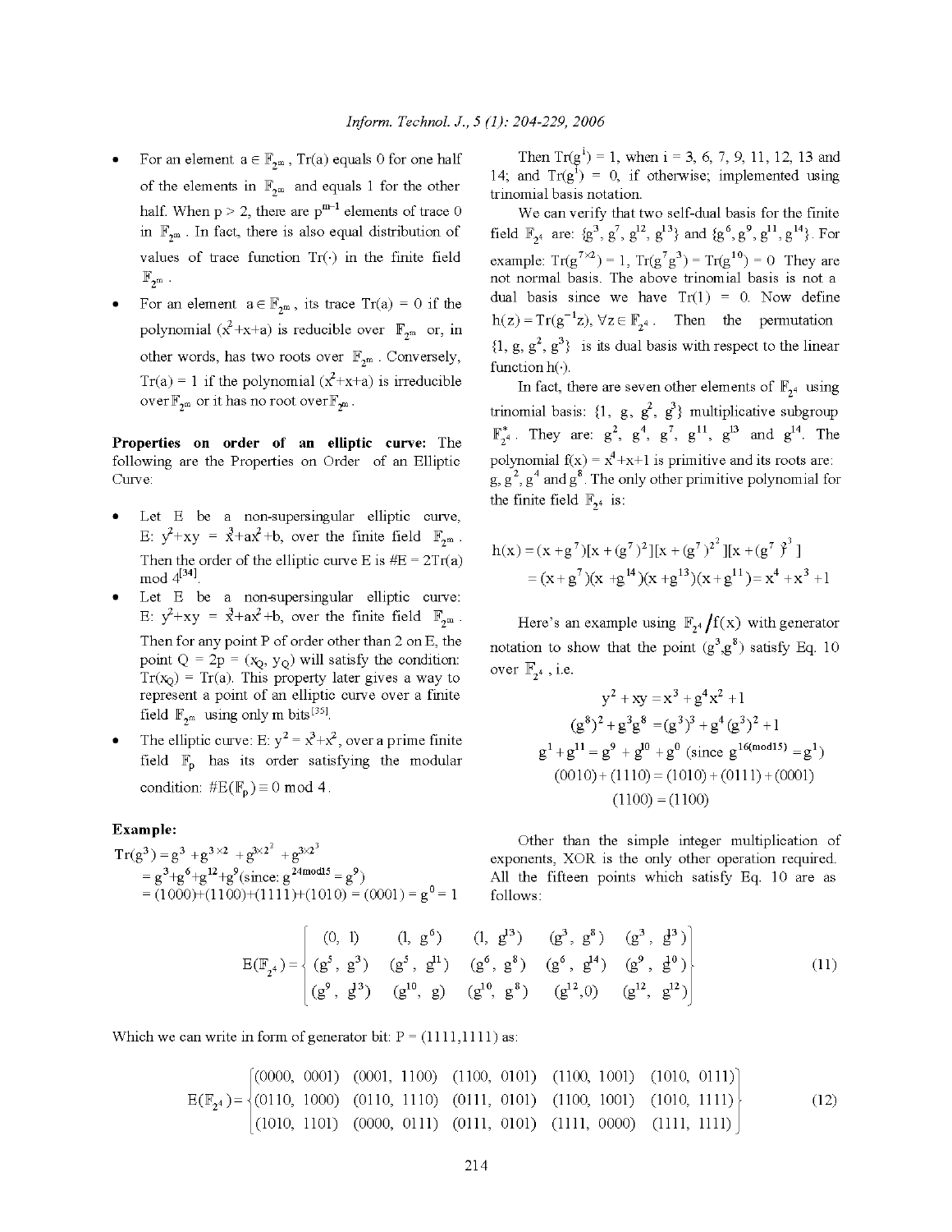- For an element $a \in \mathbb{F}_{2^m}$, Tr(a) equals 0 for one half of the elements in $\mathbb{F}_{2^m}$ and equals 1 for the other half. When p > 2, there are $p^{m-1}$ elements of trace 0 in $\mathbb{F}_{2^m}$. In fact, there is also equal distribution of values of trace function Tr(·) in the finite field $\mathbb{F}_{2^m}$.
- For an element $a \in \mathbb{F}_{2^m}$, its trace Tr(a) = 0 if the polynomial ($x^2$+x+a) is reducible over $\mathbb{F}_{2^m}$ or, in other words, has two roots over $\mathbb{F}_{2^m}$. Conversely, Tr(a) = 1 if the polynomial ($x^2$+x+a) is irreducible over $\mathbb{F}_{2^m}$ or it has no root over $\mathbb{F}_{2^m}$.

**Properties on order of an elliptic curve:** The following are the Properties on Order of an Elliptic Curve:

- Let E be a non-supersingular elliptic curve, E: $y^2+xy = x^3+ax^2+b$, over the finite field $\mathbb{F}_{2^m}$. Then the order of the elliptic curve E is #E = 2Tr(a) mod 4[34].
- Let E be a non-supersingular elliptic curve: E: $y^2+xy = x^3+ax^2+b$, over the finite field $\mathbb{F}_{2^m}$. Then for any point P of order other than 2 on E, the point Q = 2p = ($x_Q$, $y_Q$) will satisfy the condition: Tr($x_Q$) = Tr(a). This property later gives a way to represent a point of an elliptic curve over a finite field $\mathbb{F}_{2^m}$ using only m bits[35].
- The elliptic curve: E: $y^2 = x^3+x^2$, over a prime finite field $\mathbb{F}_p$ has its order satisfying the modular condition: $\#E(\mathbb{F}_p) \equiv 0 \bmod 4$.

**Example:**

$$\begin{aligned}
Tr(g^3) &= g^3 + g^{3\times 2} + g^{3\times 2^2} + g^{3\times 2^3} \\
&= g^3+g^6+g^{12}+g^9 (\text{since: } g^{24 \bmod 15} = g^9) \\
&= (1000)+(1100)+(1111)+(1010) = (0001) = g^0 = 1
\end{aligned}$$

Then Tr($g^i$) = 1, when i = 3, 6, 7, 9, 11, 12, 13 and 14; and Tr($g^i$) = 0, if otherwise; implemented using trinomial basis notation.

We can verify that two self-dual basis for the finite field $\mathbb{F}_{2^4}$ are: $\{g^3, g^7, g^{12}, g^{13}\}$ and $\{g^6, g^9, g^{11}, g^{14}\}$. For example: $Tr(g^{7\times 2}) = 1$, $Tr(g^7 g^3) = Tr(g^{10}) = 0$. They are not normal basis. The above trinomial basis is not a dual basis since we have Tr(1) = 0. Now define $h(z) = Tr(g^{-1}z), \forall z \in \mathbb{F}_{2^4}$. Then the permutation $\{1, g, g^2, g^3\}$ is its dual basis with respect to the linear function h(·).

In fact, there are seven other elements of $\mathbb{F}_{2^4}$ using trinomial basis: $\{1, g, g^2, g^3\}$ multiplicative subgroup $\mathbb{F}^*_{2^4}$. They are: $g^2$, $g^4$, $g^7$, $g^{11}$, $g^{13}$ and $g^{14}$. The polynomial $f(x) = x^4+x+1$ is primitive and its roots are: g, $g^2$, $g^4$ and $g^8$. The only other primitive polynomial for the finite field $\mathbb{F}_{2^4}$ is:

$$\begin{aligned}
h(x) &= (x+g^7)[x+(g^7)^2][x+(g^7)^{2^2}][x+(g^7)^{2^3}] \\
&= (x+g^7)(x+g^{14})(x+g^{13})(x+g^{11}) = x^4+x^3+1
\end{aligned}$$

Here's an example using $\mathbb{F}_{2^4}/f(x)$ with generator notation to show that the point ($g^3$,$g^8$) satisfy Eq. 10 over $\mathbb{F}_{2^4}$, i.e.

$$\begin{aligned}
y^2 + xy &= x^3 + g^4x^2 + 1 \\
(g^8)^2 + g^3g^8 &= (g^3)^3 + g^4(g^3)^2 + 1 \\
g^1 + g^{11} &= g^9 + g^{10} + g^0 \ (\text{since } g^{16 (\bmod 15)} = g^1) \\
(0010)+(1110) &= (1010)+(0111)+(0001) \\
(1100) &= (1100)
\end{aligned}$$

Other than the simple integer multiplication of exponents, XOR is the only other operation required. All the fifteen points which satisfy Eq. 10 are as follows:

$$E(\mathbb{F}_{2^4}) = \begin{Bmatrix} (0,\ 1) & (1,\ g^6) & (1,\ g^{13}) & (g^3,\ g^8) & (g^3,\ g^{13}) \\ (g^5,\ g^3) & (g^5,\ g^{11}) & (g^6,\ g^8) & (g^6,\ g^{14}) & (g^9,\ g^{10}) \\ (g^9,\ g^{13}) & (g^{10},\ g) & (g^{10},\ g^8) & (g^{12},0) & (g^{12},\ g^{12}) \end{Bmatrix} \quad (11)$$

Which we can write in form of generator bit: P = (1111,1111) as:

$$E(\mathbb{F}_{2^4}) = \begin{Bmatrix} (0000,\ 0001) & (0001,\ 1100) & (1100,\ 0101) & (1100,\ 1001) & (1010,\ 0111) \\ (0110,\ 1000) & (0110,\ 1110) & (0111,\ 0101) & (1100,\ 1001) & (1010,\ 1111) \\ (1010,\ 1101) & (0000,\ 0111) & (0111,\ 0101) & (1111,\ 0000) & (1111,\ 1111) \end{Bmatrix} \quad (12)$$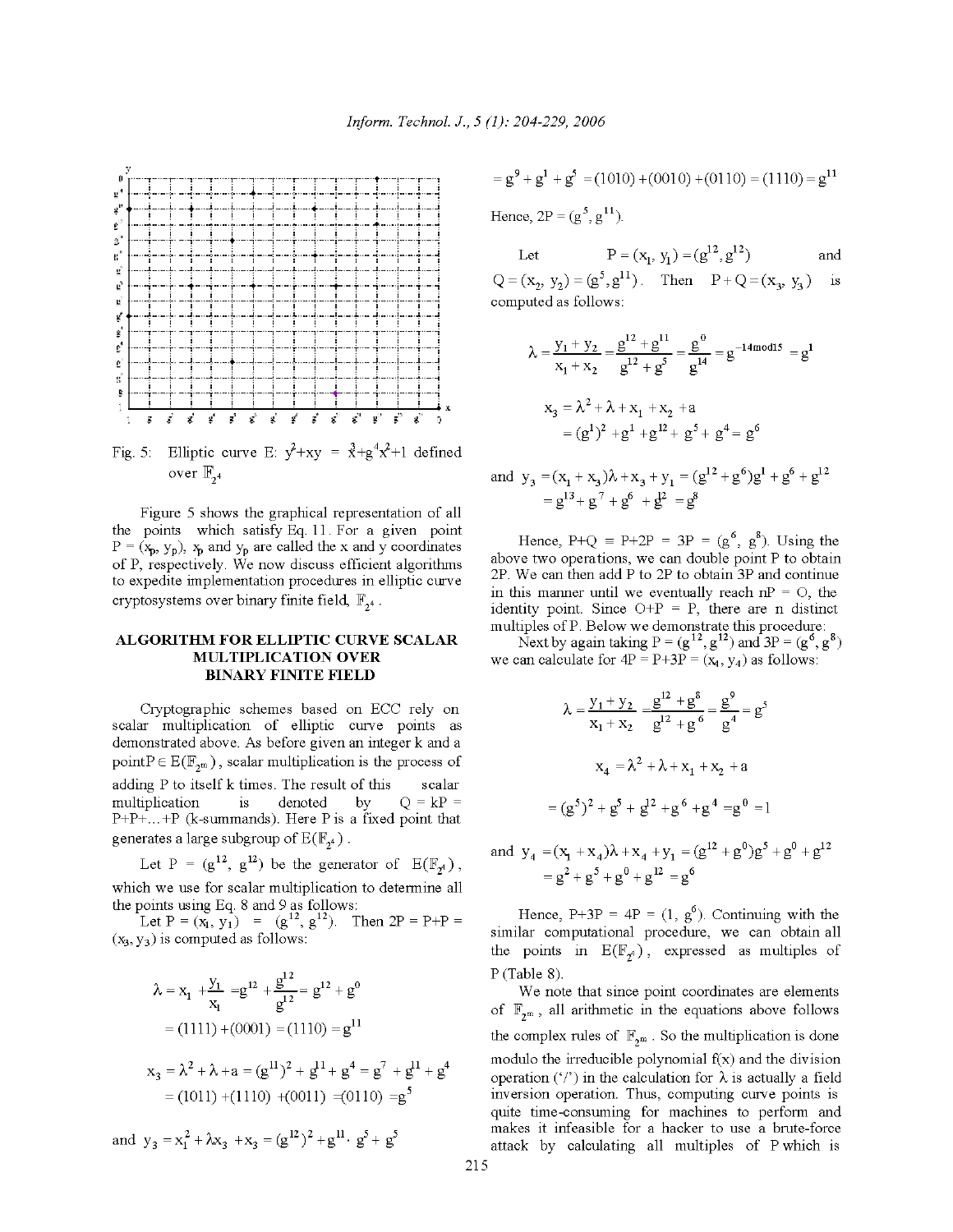Fig. 5: Elliptic curve E: $y^2+xy = x^3+g^4x^2+1$ defined over $\mathbb{F}_{2^4}$

Figure 5 shows the graphical representation of all the points which satisfy Eq. 11. For a given point $P = (x_p, y_p)$, $x_p$ and $y_p$ are called the x and y coordinates of P, respectively. We now discuss efficient algorithms to expedite implementation procedures in elliptic curve cryptosystems over binary finite field, $\mathbb{F}_{2^4}$.

## ALGORITHM FOR ELLIPTIC CURVE SCALAR MULTIPLICATION OVER BINARY FINITE FIELD

Cryptographic schemes based on ECC rely on scalar multiplication of elliptic curve points as demonstrated above. As before given an integer k and a point $P \in E(\mathbb{F}_{2^m})$, scalar multiplication is the process of adding P to itself k times. The result of this scalar multiplication is denoted by $Q = kP = P+P+\ldots+P$ (k-summands). Here P is a fixed point that generates a large subgroup of $E(\mathbb{F}_{2^4})$.

Let $P = (g^{12}, g^{12})$ be the generator of $E(\mathbb{F}_{2^4})$, which we use for scalar multiplication to determine all the points using Eq. 8 and 9 as follows:

Let $P = (x_1, y_1) = (g^{12}, g^{12})$. Then $2P = P+P = (x_3, y_3)$ is computed as follows:

$$\lambda = x_1 + \frac{y_1}{x_1} = g^{12} + \frac{g^{12}}{g^{12}} = g^{12} + g^0$$
$$= (1111) + (0001) = (1110) = g^{11}$$

$$x_3 = \lambda^2 + \lambda + a = (g^{11})^2 + g^{11} + g^4 = g^7 + g^{11} + g^4$$
$$= (1011) + (1110) + (0011) = (0110) = g^5$$

and $y_3 = x_1^2 + \lambda x_3 + x_3 = (g^{12})^2 + g^{11} \cdot g^5 + g^5$

$$= g^9 + g^1 + g^5 = (1010) + (0010) + (0110) = (1110) = g^{11}$$

Hence, $2P = (g^5, g^{11})$.

Let $P = (x_1, y_1) = (g^{12}, g^{12})$ and $Q = (x_2, y_2) = (g^5, g^{11})$. Then $P+Q = (x_3, y_3)$ is computed as follows:

$$\lambda = \frac{y_1 + y_2}{x_1 + x_2} = \frac{g^{12} + g^{11}}{g^{12} + g^5} = \frac{g^0}{g^{14}} = g^{-14 \bmod 15} = g^1$$

$$x_3 = \lambda^2 + \lambda + x_1 + x_2 + a$$
$$= (g^1)^2 + g^1 + g^{12} + g^5 + g^4 = g^6$$

and $y_3 = (x_1 + x_3)\lambda + x_3 + y_1 = (g^{12} + g^6)g^1 + g^6 + g^{12}$
$$= g^{13} + g^7 + g^6 + g^{12} = g^8$$

Hence, $P+Q \equiv P+2P = 3P = (g^6, g^8)$. Using the above two operations, we can double point P to obtain 2P. We can then add P to 2P to obtain 3P and continue in this manner until we eventually reach $nP = O$, the identity point. Since $O+P = P$, there are n distinct multiples of P. Below we demonstrate this procedure:

Next by again taking $P = (g^{12}, g^{12})$ and $3P = (g^6, g^8)$ we can calculate for $4P = P+3P = (x_4, y_4)$ as follows:

$$\lambda = \frac{y_1 + y_2}{x_1 + x_2} = \frac{g^{12} + g^8}{g^{12} + g^6} = \frac{g^9}{g^4} = g^5$$

$$x_4 = \lambda^2 + \lambda + x_1 + x_2 + a$$

$$= (g^5)^2 + g^5 + g^{12} + g^6 + g^4 = g^0 = 1$$

and $y_4 = (x_1 + x_4)\lambda + x_4 + y_1 = (g^{12} + g^0)g^5 + g^0 + g^{12}$
$$= g^2 + g^5 + g^0 + g^{12} = g^6$$

Hence, $P+3P = 4P = (1, g^6)$. Continuing with the similar computational procedure, we can obtain all the points in $E(\mathbb{F}_{2^4})$, expressed as multiples of P (Table 8).

We note that since point coordinates are elements of $\mathbb{F}_{2^m}$, all arithmetic in the equations above follows the complex rules of $\mathbb{F}_{2^m}$. So the multiplication is done modulo the irreducible polynomial f(x) and the division operation ('/') in the calculation for $\lambda$ is actually a field inversion operation. Thus, computing curve points is quite time-consuming for machines to perform and makes it infeasible for a hacker to use a brute-force attack by calculating all multiples of P which is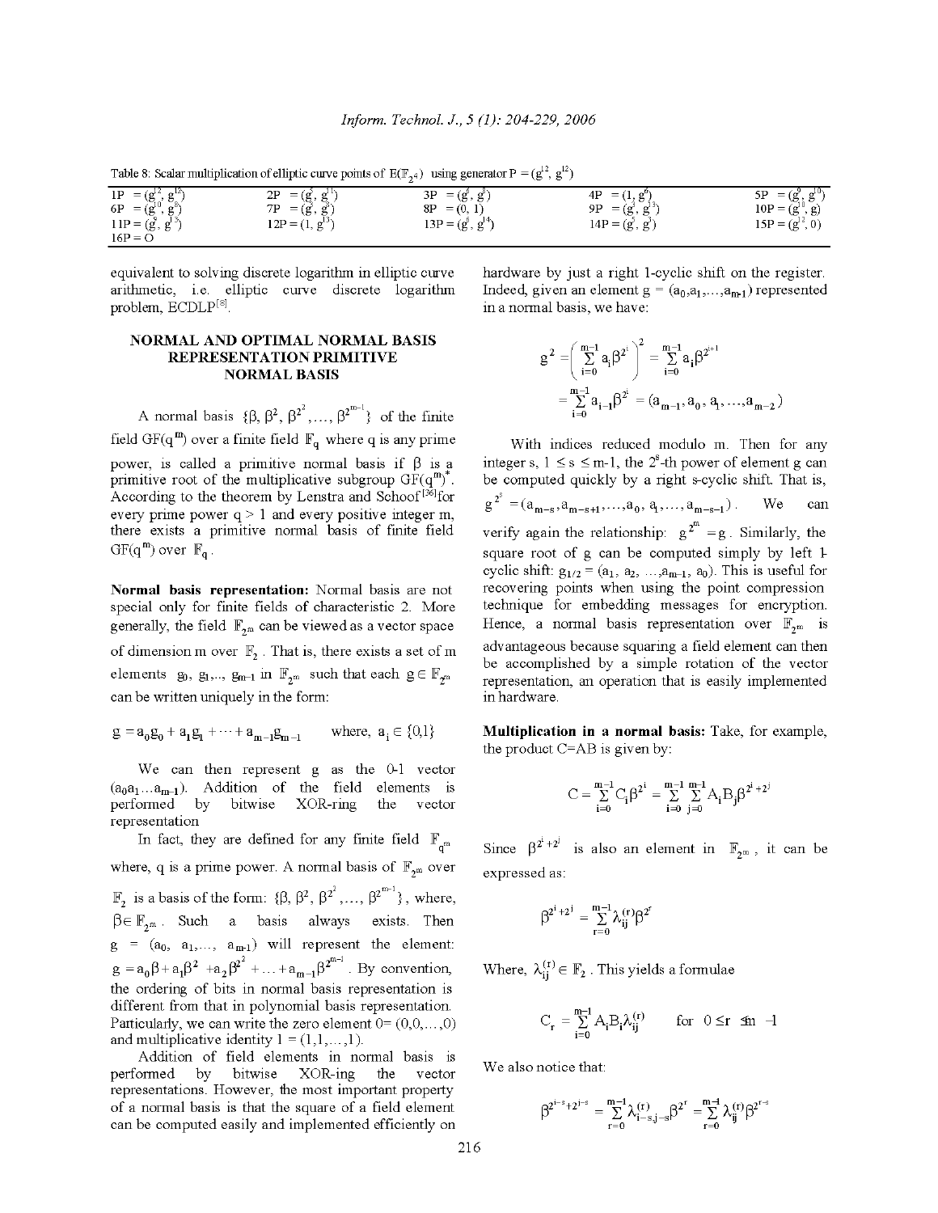Table 8: Scalar multiplication of elliptic curve points of $E(\mathbb{F}_{2^4})$ using generator $P = (g^{12}, g^{12})$

| | | | | |
|---|---|---|---|---|
| $1P = (g^{12}, g^{12})$ | $2P = (g^{2}, g^{11})$ | $3P = (g^{2}, g^{8})$ | $4P = (1, g^{6})$ | $5P = (g^{9}, g^{10})$ |
| $6P = (g^{10}, g^{8})$ | $7P = (g^{3}, g^{5})$ | $8P = (0, 1)$ | $9P = (g^{3}, g^{13})$ | $10P = (g^{10}, g)$ |
| $11P = (g^{9}, g^{13})$ | $12P = (1, g^{13})$ | $13P = (g^{6}, g^{14})$ | $14P = (g^{5}, g^{3})$ | $15P = (g^{12}, 0)$ |
| $16P = O$ | | | | |

equivalent to solving discrete logarithm in elliptic curve arithmetic, i.e. elliptic curve discrete logarithm problem, ECDLP[8].

## NORMAL AND OPTIMAL NORMAL BASIS REPRESENTATION PRIMITIVE NORMAL BASIS

A normal basis $\{\beta, \beta^2, \beta^{2^2}, \ldots, \beta^{2^{m-1}}\}$ of the finite field $GF(q^m)$ over a finite field $\mathbb{F}_q$ where q is any prime power, is called a primitive normal basis if $\beta$ is a primitive root of the multiplicative subgroup $GF(q^m)^*$. According to the theorem by Lenstra and Schoof[36] for every prime power $q > 1$ and every positive integer m, there exists a primitive normal basis of finite field $GF(q^m)$ over $\mathbb{F}_q$.

**Normal basis representation:** Normal basis are not special only for finite fields of characteristic 2. More generally, the field $\mathbb{F}_{2^m}$ can be viewed as a vector space of dimension m over $\mathbb{F}_2$. That is, there exists a set of m elements $g_0, g_1, \ldots, g_{m-1}$ in $\mathbb{F}_{2^m}$ such that each $g \in \mathbb{F}_{2^m}$ can be written uniquely in the form:

$$g = a_0 g_0 + a_1 g_1 + \cdots + a_{m-1} g_{m-1} \qquad \text{where, } a_i \in \{0,1\}$$

We can then represent g as the 0-1 vector $(a_0 a_1 \ldots a_{m-1})$. Addition of the field elements is performed by bitwise XOR-ring the vector representation

In fact, they are defined for any finite field $\mathbb{F}_{q^m}$ where, q is a prime power. A normal basis of $\mathbb{F}_{2^m}$ over $\mathbb{F}_2$ is a basis of the form: $\{\beta, \beta^2, \beta^{2^2}, \ldots, \beta^{2^{m-1}}\}$, where, $\beta \in \mathbb{F}_{2^m}$. Such a basis always exists. Then $g = (a_0, a_1, \ldots, a_{m-1})$ will represent the element: $g = a_0\beta + a_1\beta^2 + a_2\beta^{2^2} + \ldots + a_{m-1}\beta^{2^{m-1}}$. By convention, the ordering of bits in normal basis representation is different from that in polynomial basis representation. Particularly, we can write the zero element $0 = (0,0,\ldots,0)$ and multiplicative identity $1 = (1,1,\ldots,1)$.

Addition of field elements in normal basis is performed by bitwise XOR-ing the vector representations. However, the most important property of a normal basis is that the square of a field element can be computed easily and implemented efficiently on hardware by just a right 1-cyclic shift on the register. Indeed, given an element $g = (a_0, a_1, \ldots, a_{m-1})$ represented in a normal basis, we have:

$$g^2 = \left(\sum_{i=0}^{m-1} a_i \beta^{2^i}\right)^2 = \sum_{i=0}^{m-1} a_i \beta^{2^{i+1}}$$
$$= \sum_{i=0}^{m-1} a_{i-1} \beta^{2^i} = (a_{m-1}, a_0, a_1, \ldots, a_{m-2})$$

With indices reduced modulo m. Then for any integer s, $1 \le s \le m-1$, the $2^s$-th power of element g can be computed quickly by a right s-cyclic shift. That is, $g^{2^s} = (a_{m-s}, a_{m-s+1}, \ldots, a_0, a_1, \ldots, a_{m-s-1})$. We can verify again the relationship: $g^{2^m} = g$. Similarly, the square root of g can be computed simply by left 1-cyclic shift: $g_{1/2} = (a_1, a_2, \ldots, a_{m-1}, a_0)$. This is useful for recovering points when using the point compression technique for embedding messages for encryption. Hence, a normal basis representation over $\mathbb{F}_{2^m}$ is advantageous because squaring a field element can then be accomplished by a simple rotation of the vector representation, an operation that is easily implemented in hardware.

**Multiplication in a normal basis:** Take, for example, the product C=AB is given by:

$$C = \sum_{i=0}^{m-1} C_i \beta^{2^i} = \sum_{i=0}^{m-1}\sum_{j=0}^{m-1} A_i B_j \beta^{2^i + 2^j}$$

Since $\beta^{2^i + 2^j}$ is also an element in $\mathbb{F}_{2^m}$, it can be expressed as:

$$\beta^{2^i + 2^j} = \sum_{r=0}^{m-1} \lambda_{ij}^{(r)} \beta^{2^r}$$

Where, $\lambda_{ij}^{(r)} \in \mathbb{F}_2$. This yields a formulae

$$C_r = \sum_{i=0}^{m-1} A_i B_i \lambda_{ij}^{(r)} \qquad \text{for } 0 \le r \le m-1$$

We also notice that:

$$\beta^{2^{i-s} + 2^{j-s}} = \sum_{r=0}^{m-1} \lambda_{i-s,j-s}^{(r)} \beta^{2^r} = \sum_{r=0}^{m-1} \lambda_{ij}^{(r)} \beta^{2^{r-s}}$$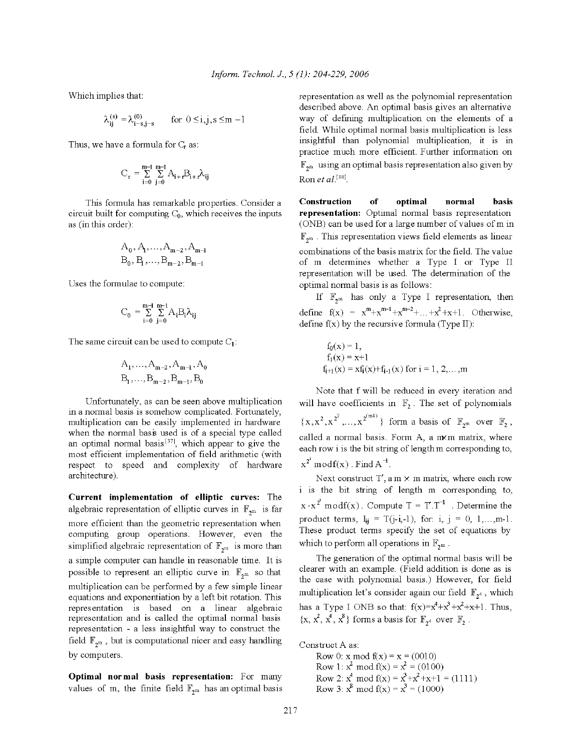Which implies that:

$$\lambda_{ij}^{(s)} = \lambda_{i-s,j-s}^{(0)} \qquad \text{for } 0 \le i,j,s \le m-1$$

Thus, we have a formula for $C_r$ as:

$$C_r = \sum_{i=0}^{m-1} \sum_{j=0}^{m-1} A_{i+r} B_{i+r} \lambda_{ij}$$

This formula has remarkable properties. Consider a circuit built for computing $C_0$, which receives the inputs as (in this order):

$$A_0, A_1, \ldots, A_{m-2}, A_{m-1}$$
$$B_0, B_1, \ldots, B_{m-2}, B_{m-1}$$

Uses the formulae to compute:

$$C_0 = \sum_{i=0}^{m-1} \sum_{j=0}^{m-1} A_i B_i \lambda_{ij}$$

The same circuit can be used to compute $C_1$:

$$A_1, \ldots, A_{m-2}, A_{m-1}, A_0$$
$$B_1, \ldots, B_{m-2}, B_{m-1}, B_0$$

Unfortunately, as can be seen above multiplication in a normal basis is somehow complicated. Fortunately, multiplication can be easily implemented in hardware when the normal basis used is of a special type called an optimal normal basis[37], which appear to give the most efficient implementation of field arithmetic (with respect to speed and complexity of hardware architecture).

**Current implementation of elliptic curves:** The algebraic representation of elliptic curves in $\mathbb{F}_{2^m}$ is far more efficient than the geometric representation when computing group operations. However, even the simplified algebraic representation of $\mathbb{F}_{2^m}$ is more than a simple computer can handle in reasonable time. It is possible to represent an elliptic curve in $\mathbb{F}_{2^m}$ so that multiplication can be performed by a few simple linear equations and exponentiation by a left bit rotation. This representation is based on a linear algebraic representation and is called the optimal normal basis representation - a less insightful way to construct the field $\mathbb{F}_{2^m}$, but is computational nicer and easy handling by computers.

**Optimal normal basis representation:** For many values of m, the finite field $\mathbb{F}_{2^m}$ has an optimal basis representation as well as the polynomial representation described above. An optimal basis gives an alternative way of defining multiplication on the elements of a field. While optimal normal basis multiplication is less insightful than polynomial multiplication, it is in practice much more efficient. Further information on $\mathbb{F}_{2^m}$ using an optimal basis representation also given by Ron *et al.*[38].

**Construction of optimal normal basis representation:** Optimal normal basis representation (ONB) can be used for a large number of values of m in $\mathbb{F}_{2^m}$. This representation views field elements as linear combinations of the basis matrix for the field. The value of m determines whether a Type I or Type II representation will be used. The determination of the optimal normal basis is as follows:

If $\mathbb{F}_{2^m}$ has only a Type I representation, then define $f(x) = x^m + x^{m-1} + x^{m-2} + \ldots + x^2 + x + 1$. Otherwise, define f(x) by the recursive formula (Type II):

$f_0(x) = 1,$
$f_1(x) = x+1$
$f_{i+1}(x) = xf_i(x) + f_{i-1}(x)$ for i = 1, 2,..., m

Note that f will be reduced in every iteration and will have coefficients in $\mathbb{F}_2$. The set of polynomials $\{x, x^2, x^{2^2}, \ldots, x^{2^{(m-1)}}\}$ form a basis of $\mathbb{F}_{2^m}$ over $\mathbb{F}_2$, called a normal basis. Form A, a m×m matrix, where each row i is the bit string of length m corresponding to, $x^{2^i} \bmod f(x)$. Find $A^{-1}$.

Next construct T′, a m × m matrix, where each row i is the bit string of length m corresponding to, $x \cdot x^{2^i} \bmod f(x)$. Compute $T = T'.T^{-1}$. Determine the product terms, $I_{ij} = T(j-i,-1)$, for: i, j = 0, 1,...,m-1. These product terms specify the set of equations by which to perform all operations in $\mathbb{F}_{2^m}$.

The generation of the optimal normal basis will be clearer with an example. (Field addition is done as is the case with polynomial basis.) However, for field multiplication let's consider again our field $\mathbb{F}_{2^4}$, which has a Type I ONB so that: $f(x) = x^4 + x^3 + x^2 + x + 1$. Thus, $\{x, x^2, x^4, x^8\}$ forms a basis for $\mathbb{F}_{2^4}$ over $\mathbb{F}_2$.

Construct A as:

Row 0: $x \bmod f(x) = x = (0010)$
Row 1: $x^2 \bmod f(x) = x^2 = (0100)$
Row 2: $x^4 \bmod f(x) = x^3 + x^2 + x + 1 = (1111)$
Row 3: $x^8 \bmod f(x) = x^3 = (1000)$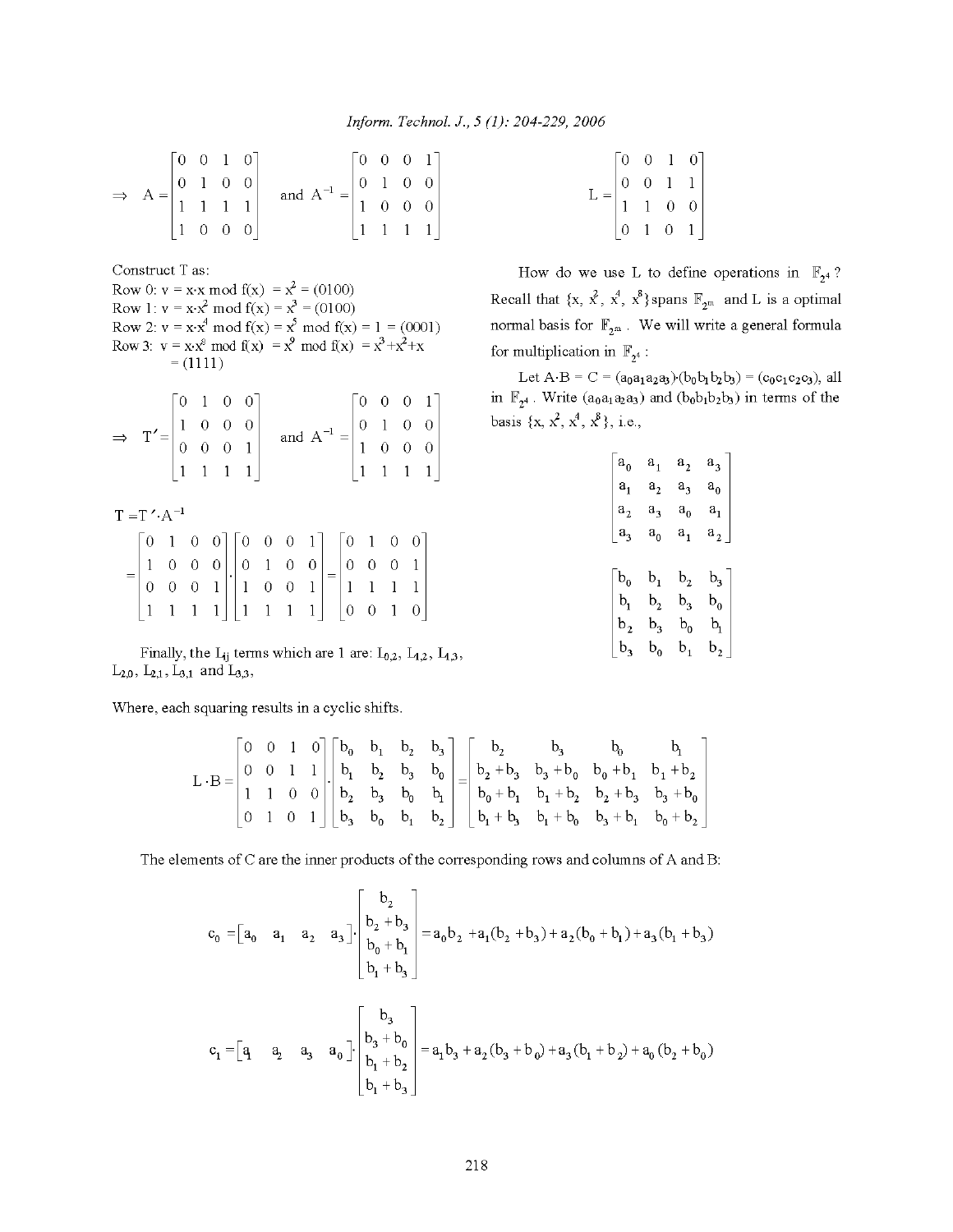$$\Rightarrow \quad A = \begin{bmatrix} 0 & 0 & 1 & 0 \\ 0 & 1 & 0 & 0 \\ 1 & 1 & 1 & 1 \\ 1 & 0 & 0 & 0 \end{bmatrix} \quad \text{and } A^{-1} = \begin{bmatrix} 0 & 0 & 0 & 1 \\ 0 & 1 & 0 & 0 \\ 1 & 0 & 0 & 0 \\ 1 & 1 & 1 & 1 \end{bmatrix}$$

Construct T as:

Row 0: $v = x \cdot x \bmod f(x) = x^2 = (0100)$

Row 1: $v = x \cdot x^2 \bmod f(x) = x^3 = (0100)$

Row 2: $v = x \cdot x^4 \bmod f(x) = x^5 \bmod f(x) = 1 = (0001)$

Row 3: $v = x \cdot x^8 \bmod f(x) = x^9 \bmod f(x) = x^3 + x^2 + x = (1111)$

$$\Rightarrow \quad T' = \begin{bmatrix} 0 & 1 & 0 & 0 \\ 1 & 0 & 0 & 0 \\ 0 & 0 & 0 & 1 \\ 1 & 1 & 1 & 1 \end{bmatrix} \quad \text{and } A^{-1} = \begin{bmatrix} 0 & 0 & 0 & 1 \\ 0 & 1 & 0 & 0 \\ 1 & 0 & 0 & 0 \\ 1 & 1 & 1 & 1 \end{bmatrix}$$

$$T = T' \cdot A^{-1}$$

$$= \begin{bmatrix} 0 & 1 & 0 & 0 \\ 1 & 0 & 0 & 0 \\ 0 & 0 & 0 & 1 \\ 1 & 1 & 1 & 1 \end{bmatrix} \cdot \begin{bmatrix} 0 & 0 & 0 & 1 \\ 0 & 1 & 0 & 0 \\ 1 & 0 & 0 & 1 \\ 1 & 1 & 1 & 1 \end{bmatrix} = \begin{bmatrix} 0 & 1 & 0 & 0 \\ 0 & 0 & 0 & 1 \\ 1 & 1 & 1 & 1 \\ 0 & 0 & 1 & 0 \end{bmatrix}$$

Finally, the $L_{ij}$ terms which are 1 are: $L_{0,2}$, $L_{1,2}$, $L_{1,3}$, $L_{2,0}$, $L_{2,1}$, $L_{3,1}$ and $L_{3,3}$,

$$L = \begin{bmatrix} 0 & 0 & 1 & 0 \\ 0 & 0 & 1 & 1 \\ 1 & 1 & 0 & 0 \\ 0 & 1 & 0 & 1 \end{bmatrix}$$

How do we use L to define operations in $\mathbb{F}_{2^4}$? Recall that $\{x, x^2, x^4, x^8\}$ spans $\mathbb{F}_{2^m}$ and L is a optimal normal basis for $\mathbb{F}_{2^m}$. We will write a general formula for multiplication in $\mathbb{F}_{2^4}$:

Let $A \cdot B = C = (a_0a_1a_2a_3) \cdot (b_0b_1b_2b_3) = (c_0c_1c_2c_3)$, all in $\mathbb{F}_{2^4}$. Write $(a_0a_1a_2a_3)$ and $(b_0b_1b_2b_3)$ in terms of the basis $\{x, x^2, x^4, x^8\}$, i.e.,

$$\begin{bmatrix} a_0 & a_1 & a_2 & a_3 \\ a_1 & a_2 & a_3 & a_0 \\ a_2 & a_3 & a_0 & a_1 \\ a_3 & a_0 & a_1 & a_2 \end{bmatrix}$$

$$\begin{bmatrix} b_0 & b_1 & b_2 & b_3 \\ b_1 & b_2 & b_3 & b_0 \\ b_2 & b_3 & b_0 & b_1 \\ b_3 & b_0 & b_1 & b_2 \end{bmatrix}$$

Where, each squaring results in a cyclic shifts.

$$L \cdot B = \begin{bmatrix} 0 & 0 & 1 & 0 \\ 0 & 0 & 1 & 1 \\ 1 & 1 & 0 & 0 \\ 0 & 1 & 0 & 1 \end{bmatrix} \cdot \begin{bmatrix} b_0 & b_1 & b_2 & b_3 \\ b_1 & b_2 & b_3 & b_0 \\ b_2 & b_3 & b_0 & b_1 \\ b_3 & b_0 & b_1 & b_2 \end{bmatrix} = \begin{bmatrix} b_2 & b_3 & b_0 & b_1 \\ b_2 + b_3 & b_3 + b_0 & b_0 + b_1 & b_1 + b_2 \\ b_0 + b_1 & b_1 + b_2 & b_2 + b_3 & b_3 + b_0 \\ b_1 + b_3 & b_1 + b_0 & b_3 + b_1 & b_0 + b_2 \end{bmatrix}$$

The elements of C are the inner products of the corresponding rows and columns of A and B:

$$c_0 = \begin{bmatrix} a_0 & a_1 & a_2 & a_3 \end{bmatrix} \cdot \begin{bmatrix} b_2 \\ b_2 + b_3 \\ b_0 + b_1 \\ b_1 + b_3 \end{bmatrix} = a_0 b_2 + a_1(b_2 + b_3) + a_2(b_0 + b_1) + a_3(b_1 + b_3)$$

$$c_1 = \begin{bmatrix} a_1 & a_2 & a_3 & a_0 \end{bmatrix} \cdot \begin{bmatrix} b_3 \\ b_3 + b_0 \\ b_1 + b_2 \\ b_1 + b_3 \end{bmatrix} = a_1 b_3 + a_2(b_3 + b_0) + a_3(b_1 + b_2) + a_0(b_2 + b_0)$$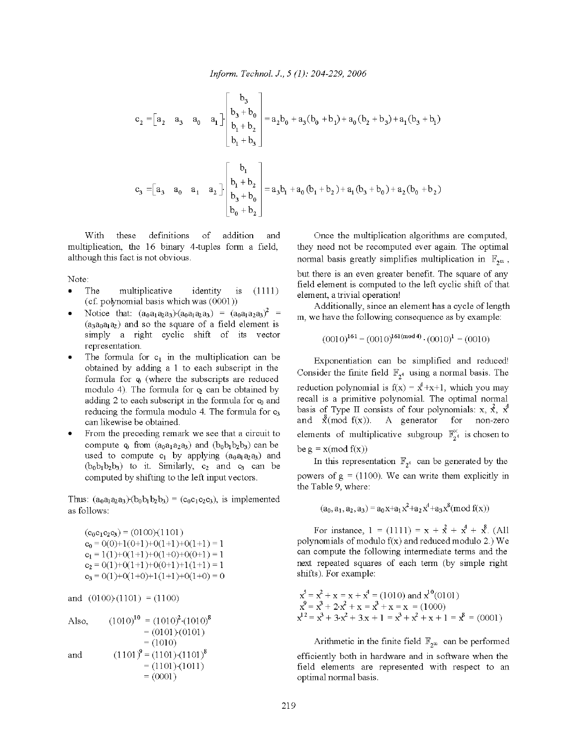$$c_2 = \begin{bmatrix} a_2 & a_3 & a_0 & a_1 \end{bmatrix} \cdot \begin{bmatrix} b_3 \\ b_3 + b_0 \\ b_1 + b_2 \\ b_1 + b_3 \end{bmatrix} = a_2 b_0 + a_3(b_0 + b_1) + a_0(b_2 + b_3) + a_1(b_3 + b_1)$$

$$c_3 = \begin{bmatrix} a_3 & a_0 & a_1 & a_2 \end{bmatrix} \cdot \begin{bmatrix} b_1 \\ b_1 + b_2 \\ b_3 + b_0 \\ b_0 + b_2 \end{bmatrix} = a_3 b_1 + a_0(b_1 + b_2) + a_1(b_3 + b_0) + a_2(b_0 + b_2)$$

With these definitions of addition and multiplication, the 16 binary 4-tuples form a field, although this fact is not obvious.

Note:

- The multiplicative identity is (1111) (cf. polynomial basis which was (0001))
- Notice that: $(a_0a_1a_2a_3)\cdot(a_0a_1a_2a_3) = (a_0a_1a_2a_3)^2 = (a_3a_0a_1a_2)$ and so the square of a field element is simply a right cyclic shift of its vector representation.
- The formula for $c_1$ in the multiplication can be obtained by adding a 1 to each subscript in the formula for $c_0$ (where the subscripts are reduced modulo 4). The formula for $c_2$ can be obtained by adding 2 to each subscript in the formula for $c_0$ and reducing the formula modulo 4. The formula for $c_3$ can likewise be obtained.
- From the preceding remark we see that a circuit to compute $c_0$ from $(a_0a_1a_2a_3)$ and $(b_0b_1b_2b_3)$ can be used to compute $c_1$ by applying $(a_0a_1a_2a_3)$ and $(b_0b_1b_2b_3)$ to it. Similarly, $c_2$ and $c_3$ can be computed by shifting to the left input vectors.

Thus: $(a_0a_1a_2a_3)\cdot(b_0b_1b_2b_3) = (c_0c_1c_2c_3)$, is implemented as follows:

$(c_0c_1c_2c_3) = (0100)\cdot(1101)$
$c_0 = 0(0)+1(0+1)+0(1+1)+0(1+1) = 1$
$c_1 = 1(1)+0(1+1)+0(1+0)+0(0+1) = 1$
$c_2 = 0(1)+0(1+1)+0(0+1)+1(1+1) = 1$
$c_3 = 0(1)+0(1+0)+1(1+1)+0(1+0) = 0$

and $(0100)\cdot(1101) = (1100)$

Also, $(1010)^{10} = (1010)^2\cdot(1010)^8$
$= (0101)\cdot(0101)$
$= (1010)$

and $(1101)^9 = (1101)\cdot(1101)^8$
$= (1101)\cdot(1011)$
$= (0001)$

Once the multiplication algorithms are computed, they need not be recomputed ever again. The optimal normal basis greatly simplifies multiplication in $\mathbb{F}_{2^m}$, but there is an even greater benefit. The square of any field element is computed to the left cyclic shift of that element, a trivial operation!

Additionally, since an element has a cycle of length m, we have the following consequence as by example:

$$(0010)^{161} = (0010)^{161 (\mathrm{mod}\, 4)} \cdot (0010)^1 = (0010)$$

Exponentiation can be simplified and reduced! Consider the finite field $\mathbb{F}_{2^4}$ using a normal basis. The reduction polynomial is $f(x) = x^4+x+1$, which you may recall is a primitive polynomial. The optimal normal basis of Type II consists of four polynomials: $x$, $x^2$, $x^4$ and $x^8 (\mathrm{mod}\ f(x))$. A generator for non-zero elements of multiplicative subgroup $\mathbb{F}_{2^4}^{\times}$ is chosen to be $g = x (\mathrm{mod}\ f(x))$

In this representation $\mathbb{F}_{2^4}$ can be generated by the powers of $g = (1100)$. We can write them explicitly in the Table 9, where:

$$(a_0, a_1, a_2, a_3) = a_0x + a_1x^2 + a_2x^4 + a_3x^8 (\mathrm{mod}\ f(x))$$

For instance, $1 = (1111) = x + x^2 + x^4 + x^8$. (All polynomials of modulo f(x) and reduced modulo 2.) We can compute the following intermediate terms and the next repeated squares of each term (by simple right shifts). For example:

$x^5 = x^2 + x = x + x^4 = (1010)$ and $x^{10}(0101)$
$x^9 = x^3 + 2\cdot x^2 + x = x^3 + x = x = (1000)$
$x^{12} = x^3 + 3\cdot x^2 + 3x + 1 = x^3 + x^2 + x + 1 = x^8 = (0001)$

Arithmetic in the finite field $\mathbb{F}_{2^m}$ can be performed efficiently both in hardware and in software when the field elements are represented with respect to an optimal normal basis.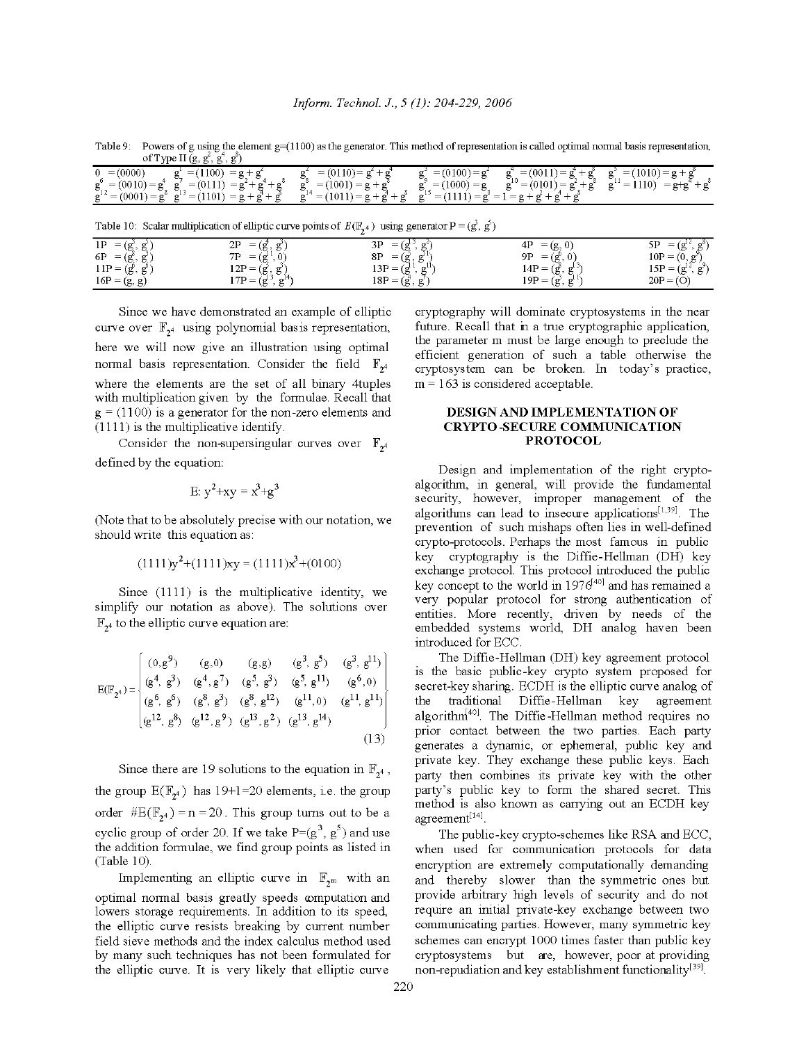Table 9: Powers of g using the element g=(1100) as the generator. This method of representation is called optimal normal basis representation, of Type II $(g, g^2, g^4, g^8)$

| | | | | | |
|---|---|---|---|---|---|
| $0 = (0000)$ | $g^1 = (1100) = g + g^2$ | $g^2 = (0110) = g^2 + g^4$ | $g^3 = (0100) = g^2$ | $g^4 = (0011) = g^4 + g^8$ | $g^5 = (1010) = g + g^4$ |
| $g^6 = (0010) = g^4$ | $g^7 = (0111) = g^2 + g^4 + g^8$ | $g^8 = (1001) = g + g^8$ | $g^9 = (1000) = g$ | $g^{10} = (0101) = g^2 + g^8$ | $g^{11} = 1110) = g + g^2 + g^4$ |
| $g^{12} = (0001) = g^8$ | $g^{13} = (1101) = g + g^2 + g^8$ | $g^{14} = (1011) = g + g^4 + g^8$ | $g^{15} = (1111) = g^0 = 1 = g + g^2 + g^4 + g^8$ | | |

Table 10: Scalar multiplication of elliptic curve points of $E(\mathbb{F}_{2^4})$ using generator $P = (g^3, g^5)$

| | | | | |
|---|---|---|---|---|
| $1P = (g^3, g^5)$ | $2P = (g^4, g^3)$ | $3P = (g^{13}, g^2)$ | $4P = (g, 0)$ | $5P = (g^{12}, g^8)$ |
| $6P = (g^8, g^3)$ | $7P = (g^{11}, 0)$ | $8P = (g^5, g^{11})$ | $9P = (g^6, 0)$ | $10P = (0, g^9)$ |
| $11P = (g^6, g^6)$ | $12P = (g^5, g^3)$ | $13P = (g^{11}, g^{11})$ | $14P = (g^8, g^{12})$ | $15P = (g^{12}, g^9)$ |
| $16P = (g, g)$ | $17P = (g^{13}, g^{14})$ | $18P = (g^4, g^7)$ | $19P = (g^3, g^{11})$ | $20P = (O)$ |

Since we have demonstrated an example of elliptic curve over $\mathbb{F}_{2^4}$ using polynomial basis representation, here we will now give an illustration using optimal normal basis representation. Consider the field $\mathbb{F}_{2^4}$ where the elements are the set of all binary 4tuples with multiplication given by the formulae. Recall that g = (1100) is a generator for the non-zero elements and (1111) is the multiplicative identify.

Consider the non-supersingular curves over $\mathbb{F}_{2^4}$ defined by the equation:

$$E: y^2 + xy = x^3 + g^3$$

(Note that to be absolutely precise with our notation, we should write this equation as:

$$(1111)y^2 + (1111)xy = (1111)x^3 + (0100)$$

Since (1111) is the multiplicative identity, we simplify our notation as above). The solutions over $\mathbb{F}_{2^4}$ to the elliptic curve equation are:

$$E(\mathbb{F}_{2^4}) = \begin{Bmatrix} (0, g^9) & (g, 0) & (g, g) & (g^3, g^5) & (g^3, g^{11}) \\ (g^4, g^3) & (g^4, g^7) & (g^5, g^3) & (g^5, g^{11}) & (g^6, 0) \\ (g^6, g^6) & (g^8, g^3) & (g^8, g^{12}) & (g^{11}, 0) & (g^{11}, g^{11}) \\ (g^{12}, g^8) & (g^{12}, g^9) & (g^{13}, g^2) & (g^{13}, g^{14}) & \end{Bmatrix} \quad (13)$$

Since there are 19 solutions to the equation in $\mathbb{F}_{2^4}$, the group $E(\mathbb{F}_{2^4})$ has 19+1=20 elements, i.e. the group order $\#E(\mathbb{F}_{2^4}) = n = 20$. This group turns out to be a cyclic group of order 20. If we take $P=(g^3, g^5)$ and use the addition formulae, we find group points as listed in (Table 10).

Implementing an elliptic curve in $\mathbb{F}_{2^m}$ with an optimal normal basis greatly speeds computation and lowers storage requirements. In addition to its speed, the elliptic curve resists breaking by current number field sieve methods and the index calculus method used by many such techniques has not been formulated for the elliptic curve. It is very likely that elliptic curve cryptography will dominate cryptosystems in the near future. Recall that in a true cryptographic application, the parameter m must be large enough to preclude the efficient generation of such a table otherwise the cryptosystem can be broken. In today's practice, m = 163 is considered acceptable.

## DESIGN AND IMPLEMENTATION OF CRYPTO-SECURE COMMUNICATION PROTOCOL

Design and implementation of the right crypto-algorithm, in general, will provide the fundamental security, however, improper management of the algorithms can lead to insecure applications[1,39]. The prevention of such mishaps often lies in well-defined crypto-protocols. Perhaps the most famous in public key cryptography is the Diffie-Hellman (DH) key exchange protocol. This protocol introduced the public key concept to the world in 1976[40] and has remained a very popular protocol for strong authentication of entities. More recently, driven by needs of the embedded systems world, DH analog haven been introduced for ECC.

The Diffie-Hellman (DH) key agreement protocol is the basic public-key crypto system proposed for secret-key sharing. ECDH is the elliptic curve analog of the traditional Diffie-Hellman key agreement algorithm[40]. The Diffie-Hellman method requires no prior contact between the two parties. Each party generates a dynamic, or ephemeral, public key and private key. They exchange these public keys. Each party then combines its private key with the other party's public key to form the shared secret. This method is also known as carrying out an ECDH key agreement[14].

The public-key crypto-schemes like RSA and ECC, when used for communication protocols for data encryption are extremely computationally demanding and thereby slower than the symmetric ones but provide arbitrary high levels of security and do not require an initial private-key exchange between two communicating parties. However, many symmetric key schemes can encrypt 1000 times faster than public key cryptosystems but are, however, poor at providing non-repudiation and key establishment functionality[39].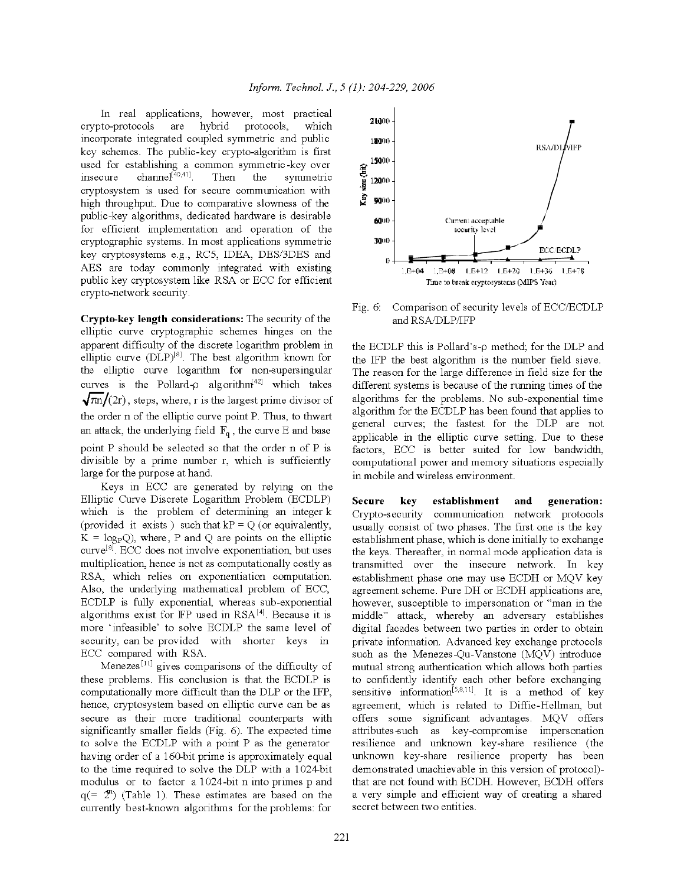In real applications, however, most practical crypto-protocols are hybrid protocols, which incorporate integrated coupled symmetric and public key schemes. The public-key crypto-algorithm is first used for establishing a common symmetric-key over insecure channel[40,41]. Then the symmetric cryptosystem is used for secure communication with high throughput. Due to comparative slowness of the public-key algorithms, dedicated hardware is desirable for efficient implementation and operation of the cryptographic systems. In most applications symmetric key cryptosystems e.g., RC5, IDEA, DES/3DES and AES are today commonly integrated with existing public key cryptosystem like RSA or ECC for efficient crypto-network security.

**Crypto-key length considerations:** The security of the elliptic curve cryptographic schemes hinges on the apparent difficulty of the discrete logarithm problem in elliptic curve (DLP)[8]. The best algorithm known for the elliptic curve logarithm for non-supersingular curves is the Pollard-ρ algorithm[42] which takes $\sqrt{\pi n}/(2r)$, steps, where, r is the largest prime divisor of the order n of the elliptic curve point P. Thus, to thwart an attack, the underlying field $\mathbb{F}_q$, the curve E and base point P should be selected so that the order n of P is divisible by a prime number r, which is sufficiently large for the purpose at hand.

Keys in ECC are generated by relying on the Elliptic Curve Discrete Logarithm Problem (ECDLP) which is the problem of determining an integer k (provided it exists) such that kP = Q (or equivalently, $K = \log_P Q$), where, P and Q are points on the elliptic curve[8]. ECC does not involve exponentiation, but uses multiplication, hence is not as computationally costly as RSA, which relies on exponentiation computation. Also, the underlying mathematical problem of ECC, ECDLP is fully exponential, whereas sub-exponential algorithms exist for IFP used in RSA[4]. Because it is more 'infeasible' to solve ECDLP the same level of security, can be provided with shorter keys in ECC compared with RSA.

Menezes[11] gives comparisons of the difficulty of these problems. His conclusion is that the ECDLP is computationally more difficult than the DLP or the IFP, hence, cryptosystem based on elliptic curve can be as secure as their more traditional counterparts with significantly smaller fields (Fig. 6). The expected time to solve the ECDLP with a point P as the generator having order of a 160-bit prime is approximately equal to the time required to solve the DLP with a 1024-bit modulus or to factor a 1024-bit n into primes p and q(= $2^m$) (Table 1). These estimates are based on the currently best-known algorithms for the problems: for the ECDLP this is Pollard's-ρ method; for the DLP and the IFP the best algorithm is the number field sieve. The reason for the large difference in field size for the different systems is because of the running times of the algorithms for the problems. No sub-exponential time algorithm for the ECDLP has been found that applies to general curves; the fastest for the DLP are not applicable in the elliptic curve setting. Due to these factors, ECC is better suited for low bandwidth, computational power and memory situations especially in mobile and wireless environment.

Fig. 6: Comparison of security levels of ECC/ECDLP and RSA/DLP/IFP

**Secure key establishment and generation:** Crypto-security communication network protocols usually consist of two phases. The first one is the key establishment phase, which is done initially to exchange the keys. Thereafter, in normal mode application data is transmitted over the insecure network. In key establishment phase one may use ECDH or MQV key agreement scheme. Pure DH or ECDH applications are, however, susceptible to impersonation or "man in the middle" attack, whereby an adversary establishes digital facades between two parties in order to obtain private information. Advanced key exchange protocols such as the Menezes-Qu-Vanstone (MQV) introduce mutual strong authentication which allows both parties to confidently identify each other before exchanging sensitive information[5,8,11]. It is a method of key agreement, which is related to Diffie-Hellman, but offers some significant advantages. MQV offers attributes such as key-compromise impersonation resilience and unknown key-share resilience (the unknown key-share resilience property has been demonstrated unachievable in this version of protocol)- that are not found with ECDH. However, ECDH offers a very simple and efficient way of creating a shared secret between two entities.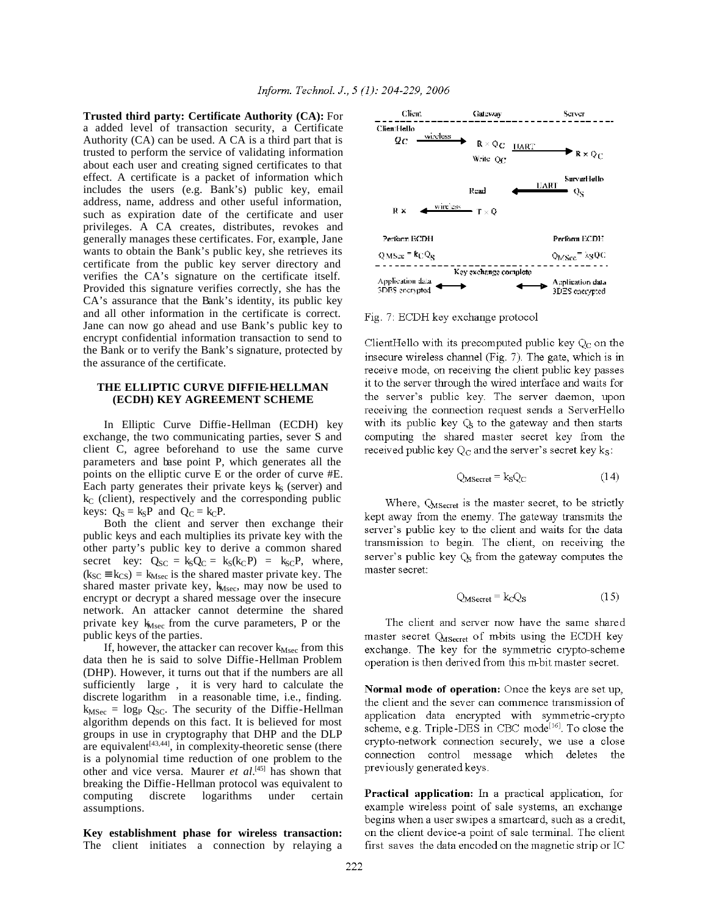**Trusted third party: Certificate Authority (CA):** For a added level of transaction security, a Certificate Authority (CA) can be used. A CA is a third part that is trusted to perform the service of validating information about each user and creating signed certificates to that effect. A certificate is a packet of information which includes the users (e.g. Bank's) public key, email address, name, address and other useful information, such as expiration date of the certificate and user privileges. A CA creates, distributes, revokes and generally manages these certificates. For, example, Jane wants to obtain the Bank's public key, she retrieves its certificate from the public key server directory and verifies the CA's signature on the certificate itself. Provided this signature verifies correctly, she has the CA's assurance that the Bank's identity, its public key and all other information in the certificate is correct. Jane can now go ahead and use Bank's public key to encrypt confidential information transaction to send to the Bank or to verify the Bank's signature, protected by the assurance of the certificate.

## THE ELLIPTIC CURVE DIFFIE-HELLMAN (ECDH) KEY AGREEMENT SCHEME

In Elliptic Curve Diffie-Hellman (ECDH) key exchange, the two communicating parties, sever S and client C, agree beforehand to use the same curve parameters and base point P, which generates all the points on the elliptic curve E or the order of curve #E. Each party generates their private keys $k_S$ (server) and $k_C$ (client), respectively and the corresponding public keys: $Q_S = k_S P$ and $Q_C = k_C P$.

Both the client and server then exchange their public keys and each multiplies its private key with the other party's public key to derive a common shared secret key: $Q_{SC} = k_S Q_C = k_S(k_C P) = k_{SC}P$, where, $(k_{SC} \equiv k_{CS}) = k_{MSec}$ is the shared master private key. The shared master private key, $k_{MSec}$, may now be used to encrypt or decrypt a shared message over the insecure network. An attacker cannot determine the shared private key $k_{MSec}$ from the curve parameters, P or the public keys of the parties.

If, however, the attacker can recover $k_{MSec}$ from this data then he is said to solve Diffie-Hellman Problem (DHP). However, it turns out that if the numbers are all sufficiently large , it is very hard to calculate the discrete logarithm in a reasonable time, i.e., finding. $k_{MSec} = \log_P Q_{SC}$. The security of the Diffie-Hellman algorithm depends on this fact. It is believed for most groups in use in cryptography that DHP and the DLP are equivalent[43,44], in complexity-theoretic sense (there is a polynomial time reduction of one problem to the other and vice versa. Maurer *et al*.[45] has shown that breaking the Diffie-Hellman protocol was equivalent to computing discrete logarithms under certain assumptions.

**Key establishment phase for wireless transaction:** The client initiates a connection by relaying a ClientHello with its precomputed public key $Q_C$ on the insecure wireless channel (Fig. 7). The gate, which is in receive mode, on receiving the client public key passes it to the server through the wired interface and waits for the server's public key. The server daemon, upon receiving the connection request sends a ServerHello with its public key $Q_S$ to the gateway and then starts computing the shared master secret key from the received public key $Q_C$ and the server's secret key $k_S$:

$$Q_{MSecret} = k_S Q_C \tag{14}$$

Where, $Q_{MSecret}$ is the master secret, to be strictly kept away from the enemy. The gateway transmits the server's public key to the client and waits for the data transmission to begin. The client, on receiving the server's public key $Q_S$ from the gateway computes the master secret:

$$Q_{MSecret} = k_C Q_S \tag{15}$$

The client and server now have the same shared master secret $Q_{MSecret}$ of m-bits using the ECDH key exchange. The key for the symmetric crypto-scheme operation is then derived from this m-bit master secret.

Fig. 7: ECDH key exchange protocol

**Normal mode of operation:** Once the keys are set up, the client and the sever can commence transmission of application data encrypted with symmetric-crypto scheme, e.g. Triple-DES in CBC mode[16]. To close the crypto-network connection securely, we use a close connection control message which deletes the previously generated keys.

**Practical application:** In a practical application, for example wireless point of sale systems, an exchange begins when a user swipes a smartcard, such as a credit, on the client device-a point of sale terminal. The client first saves the data encoded on the magnetic strip or IC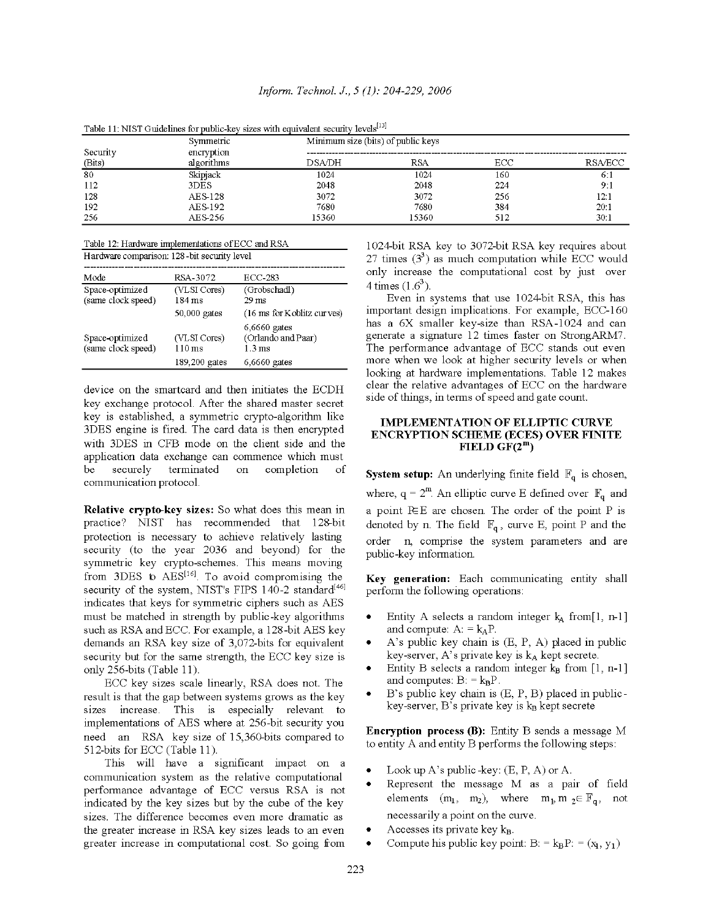Table 11: NIST Guidelines for public-key sizes with equivalent security levels[13]

| Security (Bits) | Symmetric encryption algorithms | Minimum size (bits) of public keys | | | |
|---|---|---|---|---|---|
| | | DSA/DH | RSA | ECC | RSA/ECC |
| 80 | Skipjack | 1024 | 1024 | 160 | 6:1 |
| 112 | 3DES | 2048 | 2048 | 224 | 9:1 |
| 128 | AES-128 | 3072 | 3072 | 256 | 12:1 |
| 192 | AES-192 | 7680 | 7680 | 384 | 20:1 |
| 256 | AES-256 | 15360 | 15360 | 512 | 30:1 |

Table 12: Hardware implementations of ECC and RSA

| Hardware comparison: 128-bit security level | | |
|---|---|---|
| Mode | RSA-3072 | ECC-283 |
| Space-optimized (same clock speed) | (VLSI Cores) 184 ms | (Grobschadl) 29 ms |
| | 50,000 gates | (16 ms for Koblitz curves) 6,6660 gates |
| Space-optimized (same clock speed) | (VLSI Cores) 110 ms | (Orlando and Paar) 1.3 ms |
| | 189,200 gates | 6,6660 gates |

device on the smartcard and then initiates the ECDH key exchange protocol. After the shared master secret key is established, a symmetric crypto-algorithm like 3DES engine is fired. The card data is then encrypted with 3DES in CFB mode on the client side and the application data exchange can commence which must be securely terminated on completion of communication protocol.

**Relative crypto-key sizes:** So what does this mean in practice? NIST has recommended that 128-bit protection is necessary to achieve relatively lasting security (to the year 2036 and beyond) for the symmetric key crypto-schemes. This means moving from 3DES to AES[16]. To avoid compromising the security of the system, NIST's FIPS 140-2 standard[46] indicates that keys for symmetric ciphers such as AES must be matched in strength by public-key algorithms such as RSA and ECC. For example, a 128-bit AES key demands an RSA key size of 3,072-bits for equivalent security but for the same strength, the ECC key size is only 256-bits (Table 11).

ECC key sizes scale linearly, RSA does not. The result is that the gap between systems grows as the key sizes increase. This is especially relevant to implementations of AES where at 256-bit security you need an RSA key size of 15,360-bits compared to 512-bits for ECC (Table 11).

This will have a significant impact on a communication system as the relative computational performance advantage of ECC versus RSA is not indicated by the key sizes but by the cube of the key sizes. The difference becomes even more dramatic as the greater increase in RSA key sizes leads to an even greater increase in computational cost. So going from 1024-bit RSA key to 3072-bit RSA key requires about 27 times ($3^3$) as much computation while ECC would only increase the computational cost by just over 4 times ($1.6^3$).

Even in systems that use 1024-bit RSA, this has important design implications. For example, ECC-160 has a 6X smaller key-size than RSA-1024 and can generate a signature 12 times faster on StrongARM7. The performance advantage of ECC stands out even more when we look at higher security levels or when looking at hardware implementations. Table 12 makes clear the relative advantages of ECC on the hardware side of things, in terms of speed and gate count.

## IMPLEMENTATION OF ELLIPTIC CURVE ENCRYPTION SCHEME (ECES) OVER FINITE FIELD GF($2^m$)

**System setup:** An underlying finite field $\mathbb{F}_q$ is chosen, where, $q = 2^m$. An elliptic curve E defined over $\mathbb{F}_q$ and a point $P \in E$ are chosen. The order of the point P is denoted by n. The field $\mathbb{F}_q$, curve E, point P and the order n, comprise the system parameters and are public-key information.

**Key generation:** Each communicating entity shall perform the following operations:

- Entity A selects a random integer $k_A$ from[1, n-1] and compute: A: = $k_A$P.
- A's public key chain is (E, P, A) placed in public key-server, A's private key is $k_A$ kept secrete.
- Entity B selects a random integer $k_B$ from [1, n-1] and computes: B: = $k_B$P.
- B's public key chain is (E, P, B) placed in public-key-server, B's private key is $k_B$ kept secrete

**Encryption process (B):** Entity B sends a message M to entity A and entity B performs the following steps:

- Look up A's public-key: (E, P, A) or A.
- Represent the message M as a pair of field elements ($m_1$, $m_2$), where $m_1, m_2 \in \mathbb{F}_q$, not necessarily a point on the curve.
- Accesses its private key $k_B$.
- Compute his public key point: B: = $k_B$P: = ($x_1$, $y_1$)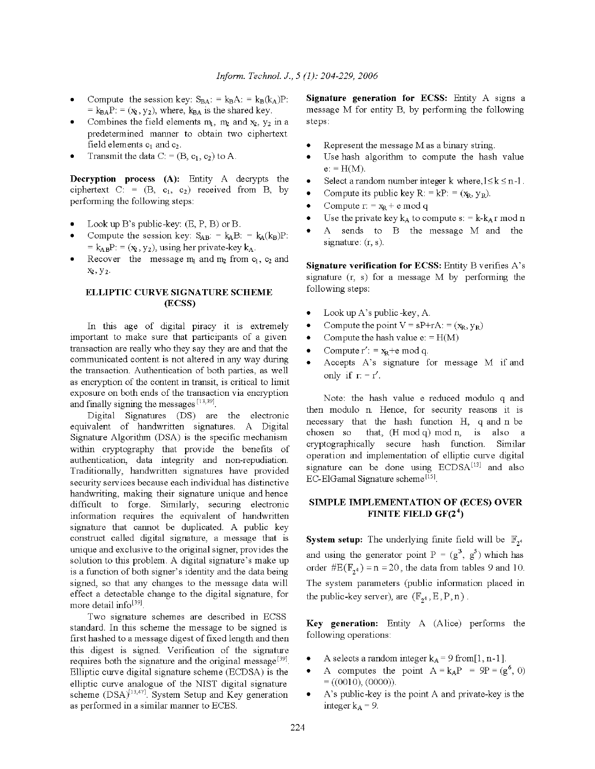- Compute the session key: $S_{BA} := k_B A := k_B(k_A)P := k_{BA}P := (x_2, y_2)$, where, $k_{BA}$ is the shared key.
- Combines the field elements $m_1$, $m_2$ and $x_2$, $y_2$ in a predetermined manner to obtain two ciphertext field elements $c_1$ and $c_2$.
- Transmit the data $C := (B, c_1, c_2)$ to A.

**Decryption process (A):** Entity A decrypts the ciphertext $C := (B, c_1, c_2)$ received from B, by performing the following steps:

- Look up B's public-key: (E, P, B) or B.
- Compute the session key: $S_{AB} := k_A B := k_A(k_B)P := k_{AB}P := (x_2, y_2)$, using her private-key $k_A$.
- Recover the message $m_1$ and $m_2$ from $c_1$, $c_2$ and $x_2$, $y_2$.

## ELLIPTIC CURVE SIGNATURE SCHEME (ECSS)

In this age of digital piracy it is extremely important to make sure that participants of a given transaction are really who they say they are and that the communicated content is not altered in any way during the transaction. Authentication of both parties, as well as encryption of the content in transit, is critical to limit exposure on both ends of the transaction via encryption and finally signing the messages[13,39].

Digital Signatures (DS) are the electronic equivalent of handwritten signatures. A Digital Signature Algorithm (DSA) is the specific mechanism within cryptography that provide the benefits of authentication, data integrity and non-repudiation. Traditionally, handwritten signatures have provided security services because each individual has distinctive handwriting, making their signature unique and hence difficult to forge. Similarly, securing electronic information requires the equivalent of handwritten signature that cannot be duplicated. A public key construct called digital signature, a message that is unique and exclusive to the original signer, provides the solution to this problem. A digital signature's make up is a function of both signer's identity and the data being signed, so that any changes to the message data will effect a detectable change to the digital signature, for more detail info[39].

Two signature schemes are described in ECSS standard. In this scheme the message to be signed is first hashed to a message digest of fixed length and then this digest is signed. Verification of the signature requires both the signature and the original message[39]. Elliptic curve digital signature scheme (ECDSA) is the elliptic curve analogue of the NIST digital signature scheme (DSA)[13,47]. System Setup and Key generation as performed in a similar manner to ECES.

**Signature generation for ECSS:** Entity A signs a message M for entity B, by performing the following steps:

- Represent the message M as a binary string.
- Use hash algorithm to compute the hash value $e := H(M)$.
- Select a random number integer k where, $1 \le k \le n\text{-}1$.
- Compute its public key $R := kP := (x_R, y_R)$.
- Compute $r := x_R + e \bmod q$
- Use the private key $k_A$ to compute $s := k\text{-}k_A r \bmod n$
- A sends to B the message M and the signature: (r, s).

**Signature verification for ECSS:** Entity B verifies A's signature (r, s) for a message M by performing the following steps:

- Look up A's public-key, A.
- Compute the point $V = sP{+}rA := (x_R, y_R)$
- Compute the hash value $e := H(M)$
- Compute $r' := x_R{+}e \bmod q$.
- Accepts A's signature for message M if and only if $r := r'$.

Note: the hash value e reduced modulo q and then modulo n. Hence, for security reasons it is necessary that the hash function H, q and n be chosen so that, (H mod q) mod n, is also a cryptographically secure hash function. Similar operation and implementation of elliptic curve digital signature can be done using ECDSA[13] and also EC-ElGamal Signature scheme[15].

## SIMPLE IMPLEMENTATION OF (ECES) OVER FINITE FIELD GF($2^4$)

**System setup:** The underlying finite field will be $\mathbb{F}_{2^4}$ and using the generator point $P = (g^3, g^5)$ which has order $\#E(\mathbb{F}_{2^4}) = n = 20$, the data from tables 9 and 10. The system parameters (public information placed in the public-key server), are $(\mathbb{F}_{2^4}, E, P, n)$.

**Key generation:** Entity A (Alice) performs the following operations:

- A selects a random integer $k_A = 9$ from[1, n-1].
- A computes the point $A = k_A P = 9P = (g^6, 0) = ((0010), (0000))$.
- A's public-key is the point A and private-key is the integer $k_A = 9$.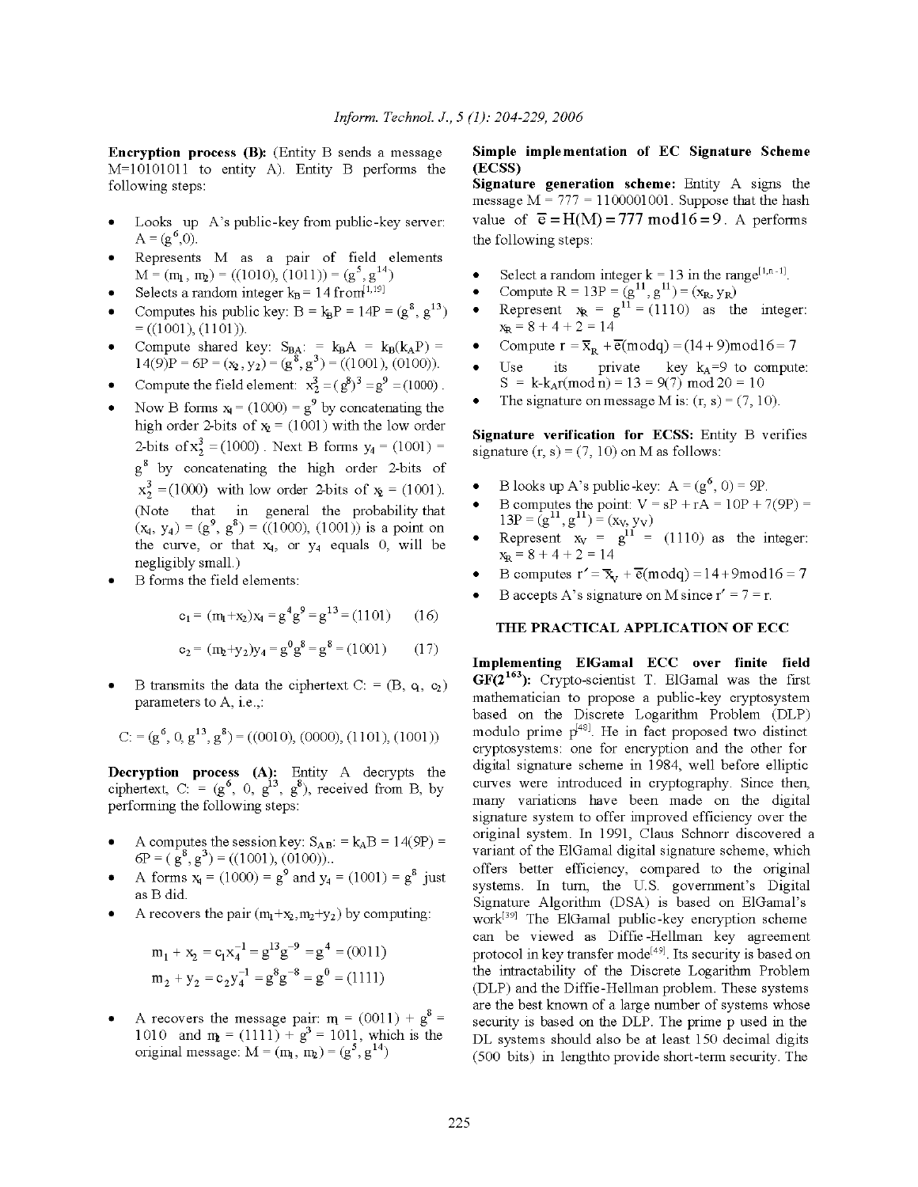**Encryption process (B):** (Entity B sends a message M=10101011 to entity A). Entity B performs the following steps:

- Looks up A's public-key from public-key server: $A = (g^6, 0)$.
- Represents M as a pair of field elements $M = (m_1, m_2) = ((1010), (1011)) = (g^5, g^{14})$
- Selects a random integer $k_B = 14$ from[1,19]
- Computes his public key: $B = k_BP = 14P = (g^8, g^{13}) = ((1001), (1101))$.
- Compute shared key: $S_{BA}: = k_BA = k_B(k_AP) = 14(9)P = 6P = (x_2, y_2) = (g^8, g^3) = ((1001), (0100))$.
- Compute the field element: $x_2^3 = (g^8)^3 = g^9 = (1000)$.
- Now B forms $x_4 = (1000) = g^9$ by concatenating the high order 2-bits of $x_2 = (1001)$ with the low order 2-bits of $x_2^3 = (1000)$. Next B forms $y_4 = (1001) = g^8$ by concatenating the high order 2-bits of $x_2^3 = (1000)$ with low order 2-bits of $x_2 = (1001)$. (Note that in general the probability that $(x_4, y_4) = (g^9, g^8) = ((1000), (1001))$ is a point on the curve, or that $x_4$, or $y_4$ equals 0, will be negligibly small.)
- B forms the field elements:

$$c_1 = (m_1 + x_2)x_4 = g^4 g^9 = g^{13} = (1101) \quad (16)$$

$$c_2 = (m_2 + y_2)y_4 = g^0 g^8 = g^8 = (1001) \quad (17)$$

- B transmits the data the ciphertext $C: = (B, c_1, c_2)$ parameters to A, i.e.,:

$$C: = (g^6, 0, g^{13}, g^8) = ((0010), (0000), (1101), (1001))$$

**Decryption process (A):** Entity A decrypts the ciphertext, $C: = (g^6, 0, g^{13}, g^8)$, received from B, by performing the following steps:

- A computes the session key: $S_{AB}: = k_AB = 14(9P) = 6P = (g^8, g^3) = ((1001), (0100))$..
- A forms $x_4 = (1000) = g^9$ and $y_4 = (1001) = g^8$ just as B did.
- A recovers the pair $(m_1+x_2, m_2+y_2)$ by computing:

$$m_1 + x_2 = c_1 x_4^{-1} = g^{13} g^{-9} = g^4 = (0011)$$

$$m_2 + y_2 = c_2 y_4^{-1} = g^8 g^{-8} = g^0 = (1111)$$

- A recovers the message pair: $m_1 = (0011) + g^8 = 1010$ and $m_2 = (1111) + g^3 = 1011$, which is the original message: $M = (m_1, m_2) = (g^5, g^{14})$

**Simple implementation of EC Signature Scheme (ECSS)**

**Signature generation scheme:** Entity A signs the message M = 777 = 1100001001. Suppose that the hash value of $\overline{e} = H(M) = 777 \bmod 16 = 9$. A performs the following steps:

- Select a random integer k = 13 in the range[1,n-1].
- Compute $R = 13P = (g^{11}, g^{11}) = (x_R, y_R)$
- Represent $x_R = g^{11} = (1110)$ as the integer: $x_R = 8 + 4 + 2 = 14$
- Compute $r = \overline{x}_R + \overline{e} (\bmod q) = (14 + 9) \bmod 16 = 7$
- Use its private key $k_A=9$ to compute: $S = k - k_A r (\bmod n) = 13 = 9(7) \bmod 20 = 10$
- The signature on message M is: (r, s) = (7, 10).

**Signature verification for ECSS:** Entity B verifies signature (r, s) = (7, 10) on M as follows:

- B looks up A's public-key: $A = (g^6, 0) = 9P$.
- B computes the point: $V = sP + rA = 10P + 7(9P) = 13P = (g^{11}, g^{11}) = (x_V, y_V)$
- Represent $x_V = g^{11} = (1110)$ as the integer: $x_R = 8 + 4 + 2 = 14$
- B computes $r' = \overline{x}_V + \overline{e} (\bmod q) = 14 + 9 \bmod 16 = 7$
- B accepts A's signature on M since $r' = 7 = r$.

## THE PRACTICAL APPLICATION OF ECC

**Implementing ElGamal ECC over finite field $GF(2^{163})$:** Crypto-scientist T. ElGamal was the first mathematician to propose a public-key cryptosystem based on the Discrete Logarithm Problem (DLP) modulo prime p[48]. He in fact proposed two distinct cryptosystems: one for encryption and the other for digital signature scheme in 1984, well before elliptic curves were introduced in cryptography. Since then, many variations have been made on the digital signature system to offer improved efficiency over the original system. In 1991, Claus Schnorr discovered a variant of the ElGamal digital signature scheme, which offers better efficiency, compared to the original systems. In turn, the U.S. government's Digital Signature Algorithm (DSA) is based on ElGamal's work[39] The ElGamal public-key encryption scheme can be viewed as Diffie-Hellman key agreement protocol in key transfer mode[49]. Its security is based on the intractability of the Discrete Logarithm Problem (DLP) and the Diffie-Hellman problem. These systems are the best known of a large number of systems whose security is based on the DLP. The prime p used in the DL systems should also be at least 150 decimal digits (500 bits) in lengthto provide short-term security. The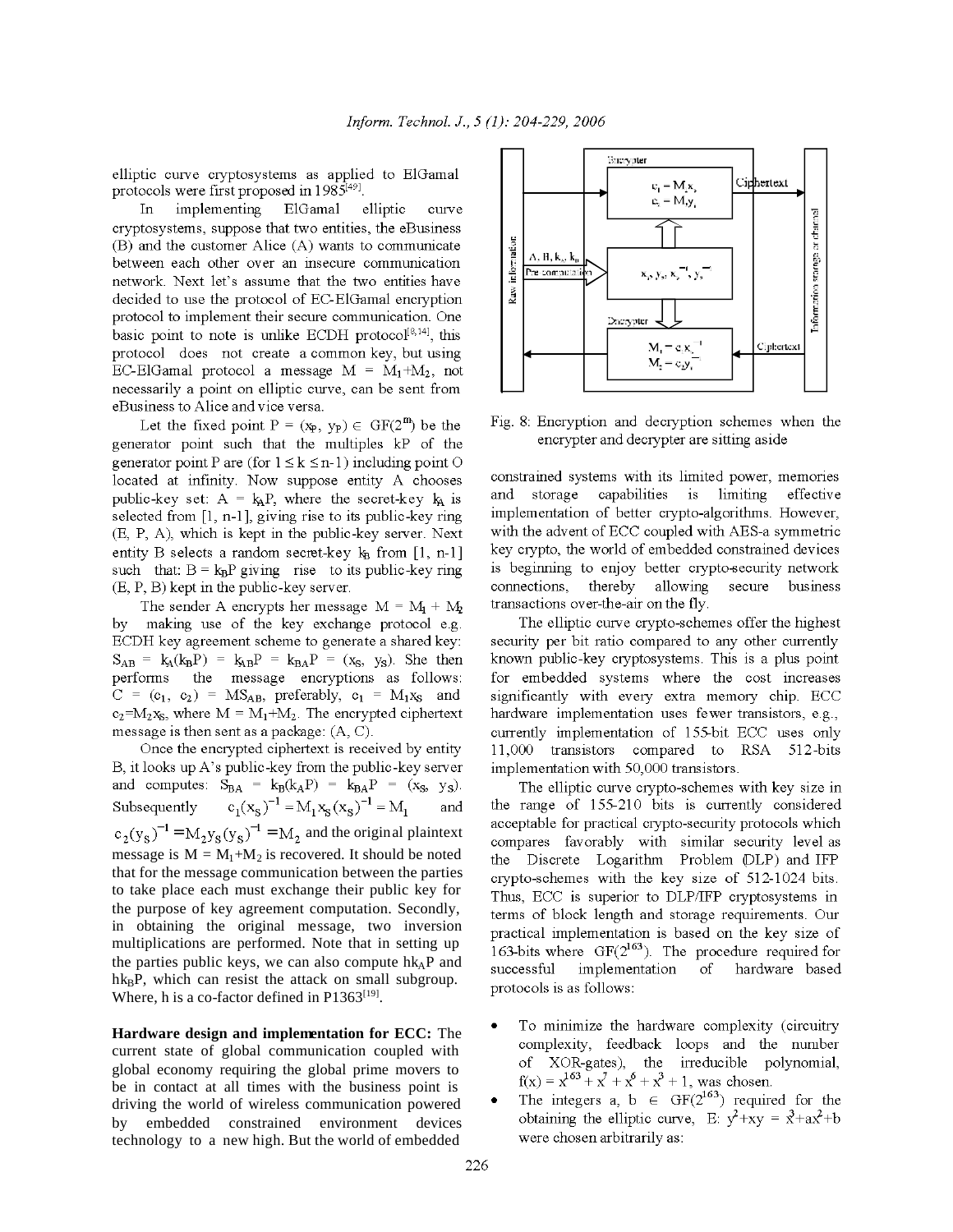elliptic curve cryptosystems as applied to ElGamal protocols were first proposed in 1985[49].

In implementing ElGamal elliptic curve cryptosystems, suppose that two entities, the eBusiness (B) and the customer Alice (A) wants to communicate between each other over an insecure communication network. Next let's assume that the two entities have decided to use the protocol of EC-ElGamal encryption protocol to implement their secure communication. One basic point to note is unlike ECDH protocol[8,14], this protocol does not create a common key, but using EC-ElGamal protocol a message $M = M_1+M_2$, not necessarily a point on elliptic curve, can be sent from eBusiness to Alice and vice versa.

Let the fixed point $P = (x_P, y_P) \in GF(2^m)$ be the generator point such that the multiples kP of the generator point P are (for $1 \le k \le n-1$) including point O located at infinity. Now suppose entity A chooses public-key set: $A = k_A P$, where the secret-key $k_A$ is selected from [1, n-1], giving rise to its public-key ring (E, P, A), which is kept in the public-key server. Next entity B selects a random secret-key $k_B$ from [1, n-1] such that: $B = k_B P$ giving rise to its public-key ring (E, P, B) kept in the public-key server.

The sender A encrypts her message $M = M_1 + M_2$ by making use of the key exchange protocol e.g. ECDH key agreement scheme to generate a shared key: $S_{AB} = k_A(k_B P) = k_{AB}P = k_{BA}P = (x_S, y_S)$. She then performs the message encryptions as follows: $C = (c_1, c_2) = MS_{AB}$, preferably, $c_1 = M_1 x_S$ and $c_2 = M_2 x_S$, where $M = M_1+M_2$. The encrypted ciphertext message is then sent as a package: (A, C).

Once the encrypted ciphertext is received by entity B, it looks up A's public-key from the public-key server and computes: $S_{BA} = k_B(k_A P) = k_{BA}P = (x_S, y_S)$. Subsequently $c_1(x_S)^{-1} = M_1 x_S (x_S)^{-1} = M_1$ and $c_2(y_S)^{-1} = M_2 y_S (y_S)^{-1} = M_2$ and the original plaintext message is $M = M_1+M_2$ is recovered. It should be noted that for the message communication between the parties to take place each must exchange their public key for the purpose of key agreement computation. Secondly, in obtaining the original message, two inversion multiplications are performed. Note that in setting up the parties public keys, we can also compute $hk_A P$ and $hk_B P$, which can resist the attack on small subgroup. Where, h is a co-factor defined in P1363[19].

**Hardware design and implementation for ECC:** The current state of global communication coupled with global economy requiring the global prime movers to be in contact at all times with the business point is driving the world of wireless communication powered by embedded constrained environment devices technology to a new high. But the world of embedded constrained systems with its limited power, memories and storage capabilities is limiting effective implementation of better crypto-algorithms. However, with the advent of ECC coupled with AES-a symmetric key crypto, the world of embedded constrained devices is beginning to enjoy better crypto-security network connections, thereby allowing secure business transactions over-the-air on the fly.

Fig. 8: Encryption and decryption schemes when the encrypter and decrypter are sitting aside

The elliptic curve crypto-schemes offer the highest security per bit ratio compared to any other currently known public-key cryptosystems. This is a plus point for embedded systems where the cost increases significantly with every extra memory chip. ECC hardware implementation uses fewer transistors, e.g., currently implementation of 155-bit ECC uses only 11,000 transistors compared to RSA 512-bits implementation with 50,000 transistors.

The elliptic curve crypto-schemes with key size in the range of 155-210 bits is currently considered acceptable for practical crypto-security protocols which compares favorably with similar security level as the Discrete Logarithm Problem (DLP) and IFP crypto-schemes with the key size of 512-1024 bits. Thus, ECC is superior to DLP/IFP cryptosystems in terms of block length and storage requirements. Our practical implementation is based on the key size of 163-bits where $GF(2^{163})$. The procedure required for successful implementation of hardware based protocols is as follows:

- To minimize the hardware complexity (circuitry complexity, feedback loops and the number of XOR-gates), the irreducible polynomial, $f(x) = x^{163} + x^7 + x^6 + x^3 + 1$, was chosen.
- The integers $a, b \in GF(2^{163})$ required for the obtaining the elliptic curve, $E: y^2+xy = x^3+ax^2+b$ were chosen arbitrarily as: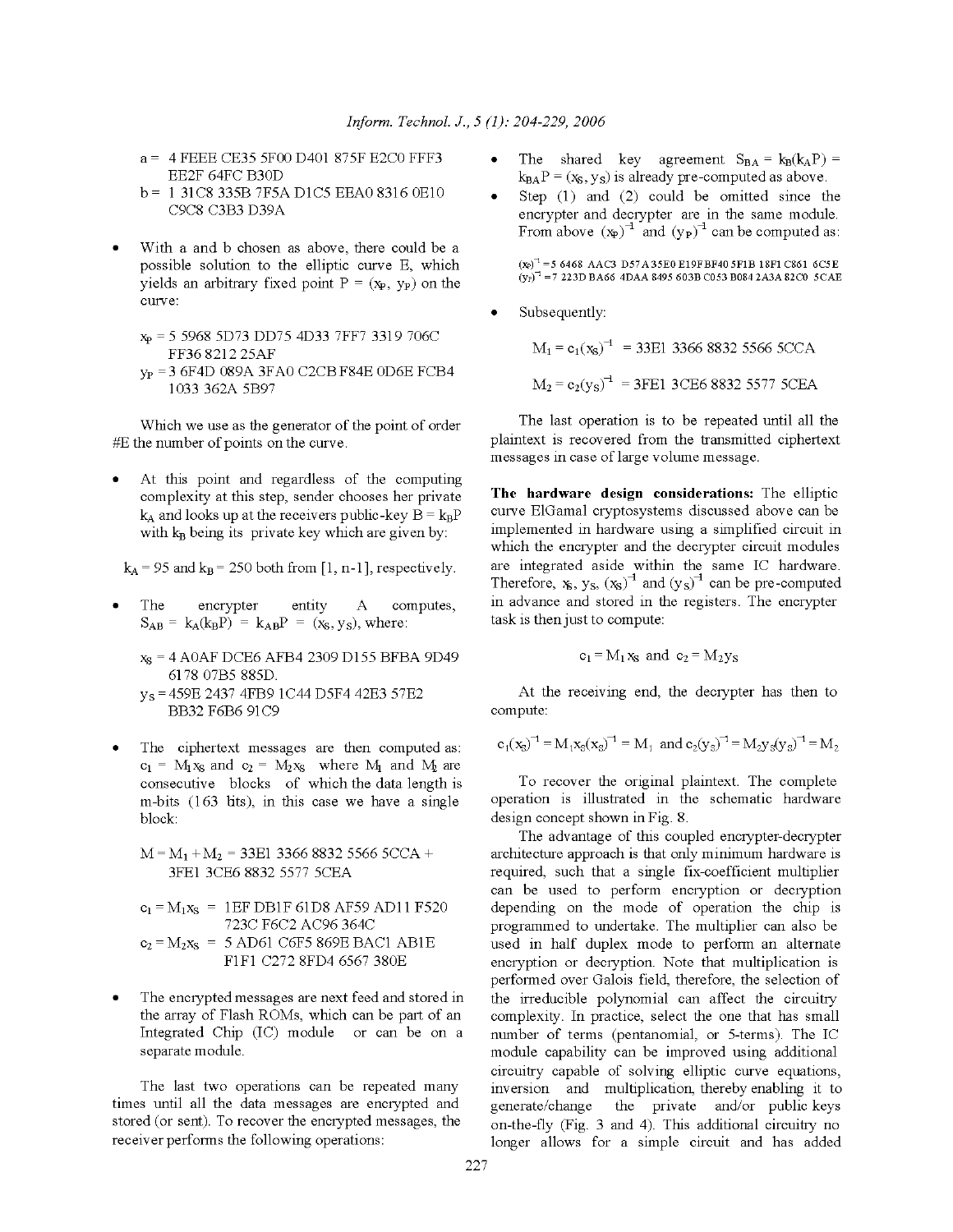$a =$ 4 FEEE CE35 5F00 D401 875F E2C0 FFF3 EE2F 64FC B30D

$b =$ 1 31C8 335B 7F5A D1C5 EEA0 8316 0E10 C9C8 C3B3 D39A

- With a and b chosen as above, there could be a possible solution to the elliptic curve E, which yields an arbitrary fixed point $P = (x_P, y_P)$ on the curve:

$x_P =$ 5 5968 5D73 DD75 4D33 7FF7 3319 706C FF36 8212 25AF

$y_P =$ 3 6F4D 089A 3FA0 C2CB F84E 0D6E FCB4 1033 362A 5B97

Which we use as the generator of the point of order #E the number of points on the curve.

- At this point and regardless of the computing complexity at this step, sender chooses her private $k_A$ and looks up at the receivers public-key $B = k_B P$ with $k_B$ being its private key which are given by:

$k_A = 95$ and $k_B = 250$ both from [1, n-1], respectively.

- The encrypter entity A computes, $S_{AB} = k_A(k_B P) = k_{AB}P = (x_S, y_S)$, where:

$x_S =$ 4 A0AF DCE6 AFB4 2309 D155 BFBA 9D49 6178 07B5 885D.

$y_S =$ 459E 2437 4FB9 1C44 D5F4 42E3 57E2 BB32 F6B6 91C9

- The ciphertext messages are then computed as: $c_1 = M_1 x_S$ and $c_2 = M_2 x_S$ where $M_1$ and $M_2$ are consecutive blocks of which the data length is m-bits (163 bits), in this case we have a single block:

$M = M_1 + M_2 =$ 33E1 3366 8832 5566 5CCA + 3FE1 3CE6 8832 5577 5CEA

$c_1 = M_1 x_S =$ 1EF DB1F 61D8 AF59 AD11 F520 723C F6C2 AC96 364C

$c_2 = M_2 x_S =$ 5 AD61 C6F5 869E BAC1 AB1E F1F1 C272 8FD4 6567 380E

- The encrypted messages are next feed and stored in the array of Flash ROMs, which can be part of an Integrated Chip (IC) module or can be on a separate module.

The last two operations can be repeated many times until all the data messages are encrypted and stored (or sent). To recover the encrypted messages, the receiver performs the following operations:

- The shared key agreement $S_{BA} = k_B(k_A P) = k_{BA}P = (x_S, y_S)$ is already pre-computed as above.
- Step (1) and (2) could be omitted since the encrypter and decrypter are in the same module. From above $(x_P)^{-1}$ and $(y_P)^{-1}$ can be computed as:

$(x_P)^{-1} =$ 5 6468 AAC3 D57A 35E0 E19F BF40 5F1B 18F1 C861 6C5E
$(y_P)^{-1} =$ 7 223D BA66 4DAA 8495 603B C053 B084 2A3A 82C0 5CAE

- Subsequently:

$M_1 = c_1(x_S)^{-1} =$ 33E1 3366 8832 5566 5CCA

$M_2 = c_2(y_S)^{-1} =$ 3FE1 3CE6 8832 5577 5CEA

The last operation is to be repeated until all the plaintext is recovered from the transmitted ciphertext messages in case of large volume message.

**The hardware design considerations:** The elliptic curve ElGamal cryptosystems discussed above can be implemented in hardware using a simplified circuit in which the encrypter and the decrypter circuit modules are integrated aside within the same IC hardware. Therefore, $x_S$, $y_S$, $(x_S)^{-1}$ and $(y_S)^{-1}$ can be pre-computed in advance and stored in the registers. The encrypter task is then just to compute:

$$c_1 = M_1 x_S \text{ and } c_2 = M_2 y_S$$

At the receiving end, the decrypter has then to compute:

$$c_1(x_S)^{-1} = M_1 x_S (x_S)^{-1} = M_1 \text{ and } c_2(y_S)^{-1} = M_2 y_S (y_S)^{-1} = M_2$$

To recover the original plaintext. The complete operation is illustrated in the schematic hardware design concept shown in Fig. 8.

The advantage of this coupled encrypter-decrypter architecture approach is that only minimum hardware is required, such that a single fix-coefficient multiplier can be used to perform encryption or decryption depending on the mode of operation the chip is programmed to undertake. The multiplier can also be used in half duplex mode to perform an alternate encryption or decryption. Note that multiplication is performed over Galois field, therefore, the selection of the irreducible polynomial can affect the circuitry complexity. In practice, select the one that has small number of terms (pentanomial, or 5-terms). The IC module capability can be improved using additional circuitry capable of solving elliptic curve equations, inversion and multiplication, thereby enabling it to generate/change the private and/or public keys on-the-fly (Fig. 3 and 4). This additional circuitry no longer allows for a simple circuit and has added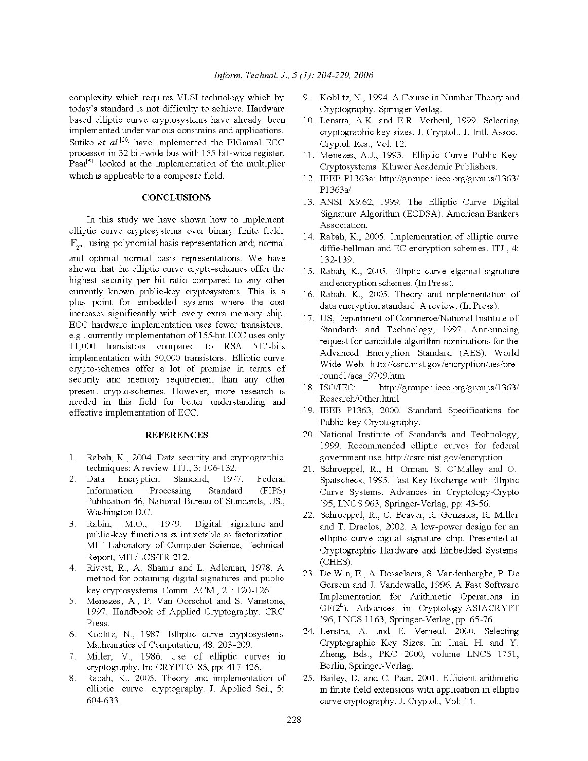complexity which requires VLSI technology which by today's standard is not difficulty to achieve. Hardware based elliptic curve cryptosystems have already been implemented under various constrains and applications. Sutiko *et al*.[50] have implemented the ElGamal ECC processor in 32 bit-wide bus with 155 bit-wide register. Paar[51] looked at the implementation of the multiplier which is applicable to a composite field.

## CONCLUSIONS

In this study we have shown how to implement elliptic curve cryptosystems over binary finite field, $\mathbb{F}_{2^m}$ using polynomial basis representation and; normal and optimal normal basis representations. We have shown that the elliptic curve crypto-schemes offer the highest security per bit ratio compared to any other currently known public-key cryptosystems. This is a plus point for embedded systems where the cost increases significantly with every extra memory chip. ECC hardware implementation uses fewer transistors, e.g., currently implementation of 155-bit ECC uses only 11,000 transistors compared to RSA 512-bits implementation with 50,000 transistors. Elliptic curve crypto-schemes offer a lot of promise in terms of security and memory requirement than any other present crypto-schemes. However, more research is needed in this field for better understanding and effective implementation of ECC.

## REFERENCES

1. Rabah, K., 2004. Data security and cryptographic techniques: A review. ITJ., 3: 106-132.
2. Data Encryption Standard, 1977. Federal Information Processing Standard (FIPS) Publication 46, National Bureau of Standards, US., Washington D.C.
3. Rabin, M.O., 1979. Digital signature and public-key functions as intractable as factorization. MIT Laboratory of Computer Science, Technical Report, MIT/LCS/TR-212.
4. Rivest, R., A. Shamir and L. Adleman, 1978. A method for obtaining digital signatures and public key cryptosystems. Comm. ACM., 21: 120-126.
5. Menezes, A., P. Van Oorschot and S. Vanstone, 1997. Handbook of Applied Cryptography. CRC Press.
6. Koblitz, N., 1987. Elliptic curve cryptosystems. Mathematics of Computation, 48: 203-209.
7. Miller, V., 1986. Use of elliptic curves in cryptography. In: CRYPTO '85, pp: 417-426.
8. Rabah, K., 2005. Theory and implementation of elliptic curve cryptography. J. Applied Sci., 5: 604-633.
9. Koblitz, N., 1994. A Course in Number Theory and Cryptography. Springer Verlag.
10. Lenstra, A.K. and E.R. Verheul, 1999. Selecting cryptographic key sizes. J. Cryptol., J. Intl. Assoc. Cryptol. Res., Vol: 12.
11. Menezes, A.J., 1993. Elliptic Curve Public Key Cryptosystems. Kluwer Academic Publishers.
12. IEEE P1363a: http://grouper.ieee.org/groups/1363/P1363a/
13. ANSI X9.62, 1999. The Elliptic Curve Digital Signature Algorithm (ECDSA). American Bankers Association.
14. Rabah, K., 2005. Implementation of elliptic curve diffie-hellman and EC encryption schemes. ITJ., 4: 132-139.
15. Rabah, K., 2005. Elliptic curve elgamal signature and encryption schemes. (In Press).
16. Rabah, K., 2005. Theory and implementation of data encryption standard: A review. (In Press).
17. US, Department of Commerce/National Institute of Standards and Technology, 1997. Announcing request for candidate algorithm nominations for the Advanced Encryption Standard (AES). World Wide Web. http://csrc.nist.gov/encryption/aes/pre-round1/aes_9709.htm
18. ISO/IEC: http://grouper.ieee.org/groups/1363/Research/Other.html
19. IEEE P1363, 2000. Standard Specifications for Public-key Cryptography.
20. National Institute of Standards and Technology, 1999. Recommended elliptic curves for federal government use. http://csrc.nist.gov/encryption.
21. Schroeppel, R., H. Orman, S. O'Malley and O. Spatscheck, 1995. Fast Key Exchange with Elliptic Curve Systems. Advances in Cryptology-Crypto '95, LNCS 963, Springer-Verlag, pp: 43-56.
22. Schroeppel, R., C. Beaver, R. Gonzales, R. Miller and T. Draelos, 2002. A low-power design for an elliptic curve digital signature chip. Presented at Cryptographic Hardware and Embedded Systems (CHES).
23. De Win, E., A. Bosselaers, S. Vandenberghe, P. De Gersem and J. Vandewalle, 1996. A Fast Software Implementation for Arithmetic Operations in $GF(2^n)$. Advances in Cryptology-ASIACRYPT '96, LNCS 1163, Springer-Verlag, pp: 65-76.
24. Lenstra, A. and E. Verheul, 2000. Selecting Cryptographic Key Sizes. In: Imai, H. and Y. Zheng, Eds., PKC 2000, volume LNCS 1751, Berlin, Springer-Verlag.
25. Bailey, D. and C. Paar, 2001. Efficient arithmetic in finite field extensions with application in elliptic curve cryptography. J. Cryptol., Vol: 14.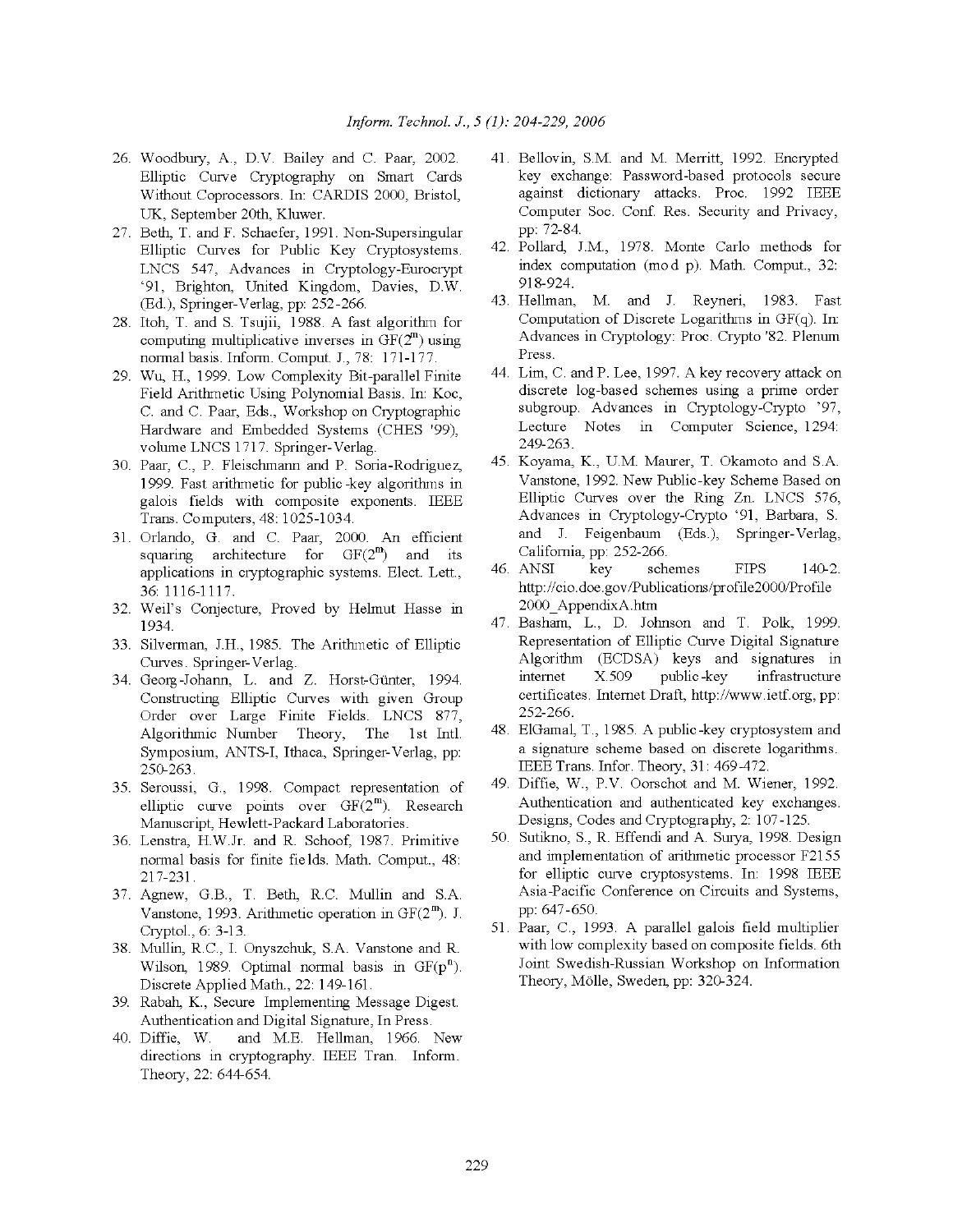26. Woodbury, A., D.V. Bailey and C. Paar, 2002. Elliptic Curve Cryptography on Smart Cards Without Coprocessors. In: CARDIS 2000, Bristol, UK, September 20th, Kluwer.
27. Beth, T. and F. Schaefer, 1991. Non-Supersingular Elliptic Curves for Public Key Cryptosystems. LNCS 547, Advances in Cryptology-Eurocrypt '91, Brighton, United Kingdom, Davies, D.W. (Ed.), Springer-Verlag, pp: 252-266.
28. Itoh, T. and S. Tsujii, 1988. A fast algorithm for computing multiplicative inverses in GF($2^m$) using normal basis. Inform. Comput. J., 78: 171-177.
29. Wu, H., 1999. Low Complexity Bit-parallel Finite Field Arithmetic Using Polynomial Basis. In: Koc, C. and C. Paar, Eds., Workshop on Cryptographic Hardware and Embedded Systems (CHES '99), volume LNCS 1717. Springer-Verlag.
30. Paar, C., P. Fleischmann and P. Soria-Rodriguez, 1999. Fast arithmetic for public-key algorithms in galois fields with composite exponents. IEEE Trans. Computers, 48: 1025-1034.
31. Orlando, G. and C. Paar, 2000. An efficient squaring architecture for GF($2^m$) and its applications in cryptographic systems. Elect. Lett., 36: 1116-1117.
32. Weil's Conjecture, Proved by Helmut Hasse in 1934.
33. Silverman, J.H., 1985. The Arithmetic of Elliptic Curves. Springer-Verlag.
34. Georg-Johann, L. and Z. Horst-Günter, 1994. Constructing Elliptic Curves with given Group Order over Large Finite Fields. LNCS 877, Algorithmic Number Theory, The 1st Intl. Symposium, ANTS-I, Ithaca, Springer-Verlag, pp: 250-263.
35. Seroussi, G., 1998. Compact representation of elliptic curve points over GF($2^m$). Research Manuscript, Hewlett-Packard Laboratories.
36. Lenstra, H.W.Jr. and R. Schoof, 1987. Primitive normal basis for finite fields. Math. Comput., 48: 217-231.
37. Agnew, G.B., T. Beth, R.C. Mullin and S.A. Vanstone, 1993. Arithmetic operation in GF($2^m$). J. Cryptol., 6: 3-13.
38. Mullin, R.C., I. Onyszchuk, S.A. Vanstone and R. Wilson, 1989. Optimal normal basis in GF($p^n$). Discrete Applied Math., 22: 149-161.
39. Rabah, K., Secure Implementing Message Digest. Authentication and Digital Signature, In Press.
40. Diffie, W. and M.E. Hellman, 1966. New directions in cryptography. IEEE Tran. Inform. Theory, 22: 644-654.
41. Bellovin, S.M. and M. Merritt, 1992. Encrypted key exchange: Password-based protocols secure against dictionary attacks. Proc. 1992 IEEE Computer Soc. Conf. Res. Security and Privacy, pp: 72-84.
42. Pollard, J.M., 1978. Monte Carlo methods for index computation (mod p). Math. Comput., 32: 918-924.
43. Hellman, M. and J. Reyneri, 1983. Fast Computation of Discrete Logarithms in GF(q). In: Advances in Cryptology: Proc. Crypto '82. Plenum Press.
44. Lim, C. and P. Lee, 1997. A key recovery attack on discrete log-based schemes using a prime order subgroup. Advances in Cryptology-Crypto '97, Lecture Notes in Computer Science, 1294: 249-263.
45. Koyama, K., U.M. Maurer, T. Okamoto and S.A. Vanstone, 1992. New Public-key Scheme Based on Elliptic Curves over the Ring Zn. LNCS 576, Advances in Cryptology-Crypto '91, Barbara, S. and J. Feigenbaum (Eds.), Springer-Verlag, California, pp: 252-266.
46. ANSI key schemes FIPS 140-2. http://cio.doe.gov/Publications/profile2000/Profile2000_AppendixA.htm
47. Basham, L., D. Johnson and T. Polk, 1999. Representation of Elliptic Curve Digital Signature Algorithm (ECDSA) keys and signatures in internet X.509 public-key infrastructure certificates. Internet Draft, http://www.ietf.org, pp: 252-266.
48. ElGamal, T., 1985. A public-key cryptosystem and a signature scheme based on discrete logarithms. IEEE Trans. Infor. Theory, 31: 469-472.
49. Diffie, W., P.V. Oorschot and M. Wiener, 1992. Authentication and authenticated key exchanges. Designs, Codes and Cryptography, 2: 107-125.
50. Sutikno, S., R. Effendi and A. Surya, 1998. Design and implementation of arithmetic processor F2155 for elliptic curve cryptosystems. In: 1998 IEEE Asia-Pacific Conference on Circuits and Systems, pp: 647-650.
51. Paar, C., 1993. A parallel galois field multiplier with low complexity based on composite fields. 6th Joint Swedish-Russian Workshop on Information Theory, Mölle, Sweden, pp: 320-324.